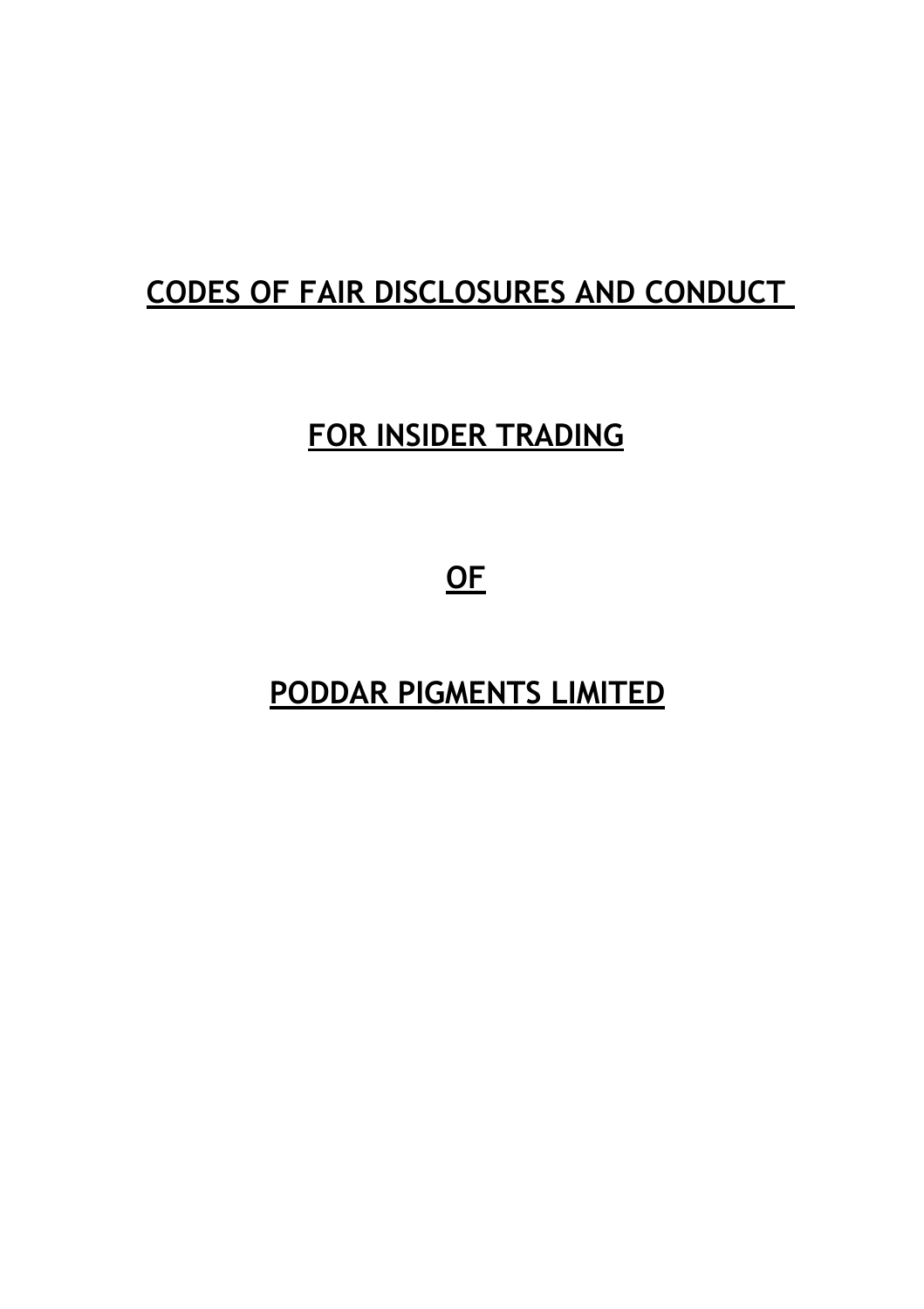# CODES OF FAIR DISCLOSURES AND CONDUCT

# FOR INSIDER TRADING

# OF

# PODDAR PIGMENTS LIMITED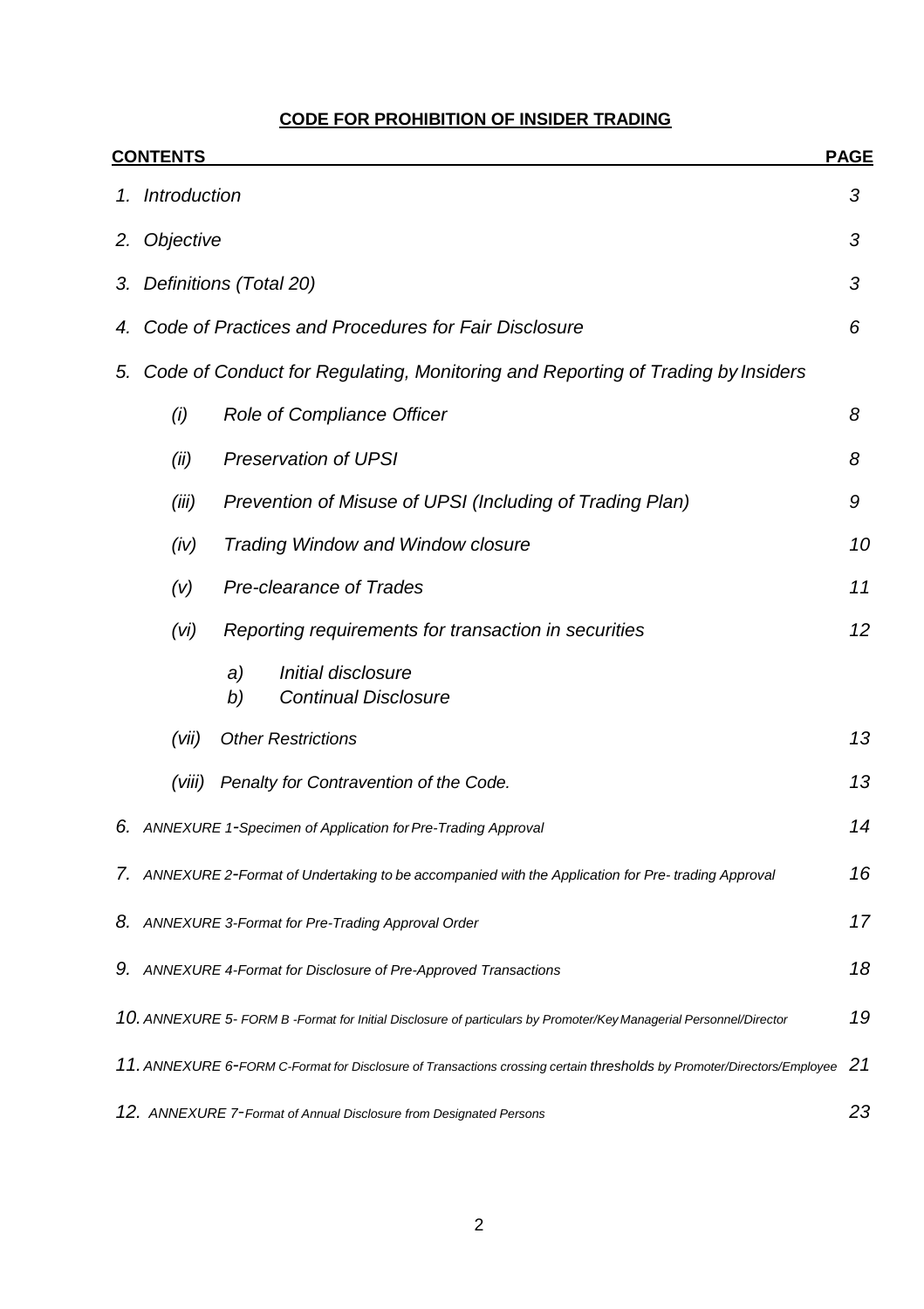# CODE FOR PROHIBITION OF INSIDER TRADING

| CONTENTS | PAGE |
|---|---|
| *1. Introduction* | *3* |
| *2. Objective* | *3* |
| *3. Definitions (Total 20)* | *3* |
| *4. Code of Practices and Procedures for Fair Disclosure* | *6* |
| *5. Code of Conduct for Regulating, Monitoring and Reporting of Trading by Insiders* | |
| *(i) Role of Compliance Officer* | *8* |
| *(ii) Preservation of UPSI* | *8* |
| *(iii) Prevention of Misuse of UPSI (Including of Trading Plan)* | *9* |
| *(iv) Trading Window and Window closure* | *10* |
| *(v) Pre-clearance of Trades* | *11* |
| *(vi) Reporting requirements for transaction in securities* | *12* |
| *a) Initial disclosure* | |
| *b) Continual Disclosure* | |
| *(vii) Other Restrictions* | *13* |
| *(viii) Penalty for Contravention of the Code.* | *13* |
| *6. ANNEXURE 1-Specimen of Application for Pre-Trading Approval* | *14* |
| *7. ANNEXURE 2-Format of Undertaking to be accompanied with the Application for Pre- trading Approval* | *16* |
| *8. ANNEXURE 3-Format for Pre-Trading Approval Order* | *17* |
| *9. ANNEXURE 4-Format for Disclosure of Pre-Approved Transactions* | *18* |
| *10. ANNEXURE 5- FORM B -Format for Initial Disclosure of particulars by Promoter/Key Managerial Personnel/Director* | *19* |
| *11. ANNEXURE 6-FORM C-Format for Disclosure of Transactions crossing certain thresholds by Promoter/Directors/Employee* | *21* |
| *12. ANNEXURE 7-Format of Annual Disclosure from Designated Persons* | *23* |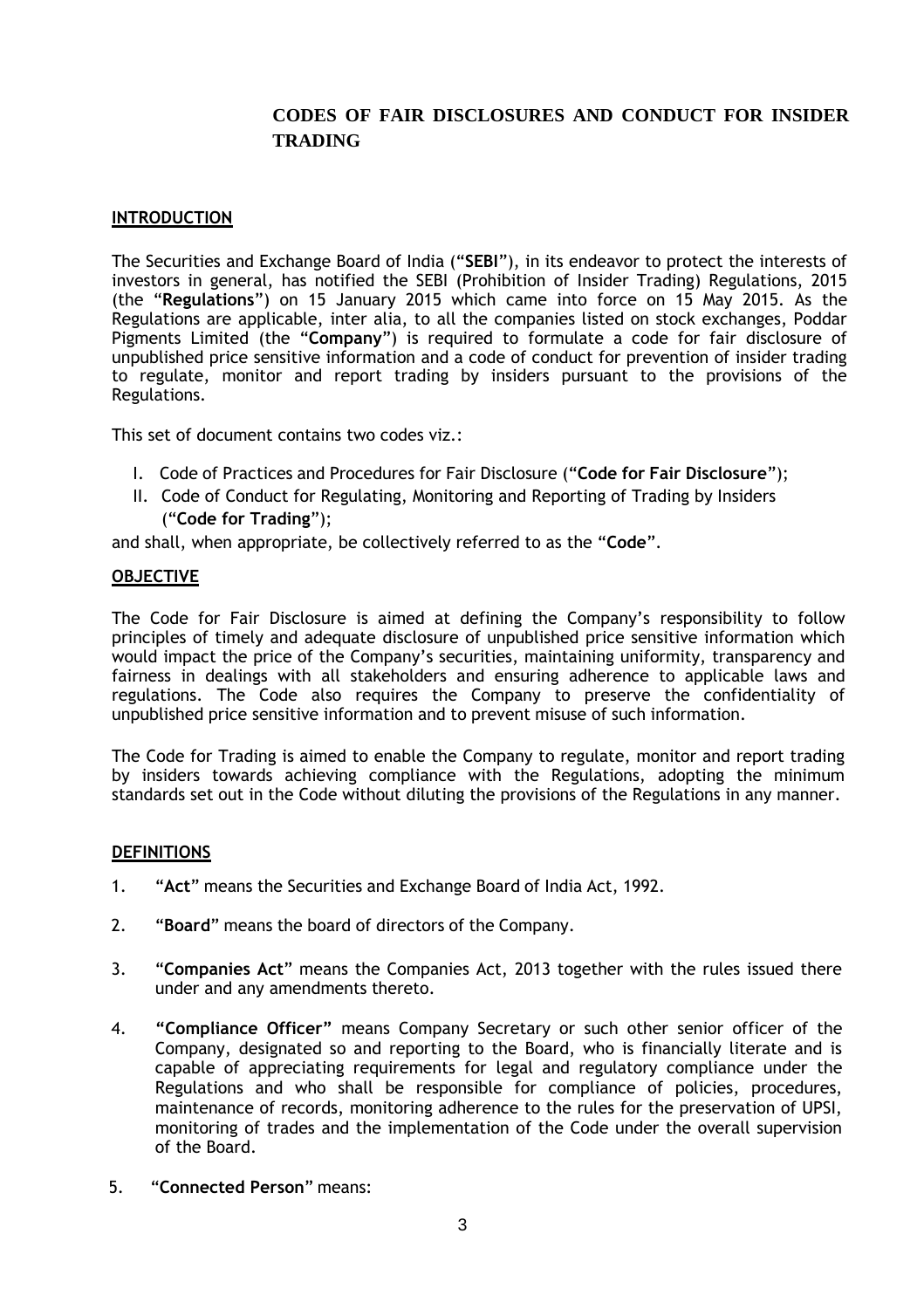# CODES OF FAIR DISCLOSURES AND CONDUCT FOR INSIDER TRADING

## INTRODUCTION

The Securities and Exchange Board of India ("**SEBI**"), in its endeavor to protect the interests of investors in general, has notified the SEBI (Prohibition of Insider Trading) Regulations, 2015 (the "**Regulations**") on 15 January 2015 which came into force on 15 May 2015. As the Regulations are applicable, inter alia, to all the companies listed on stock exchanges, Poddar Pigments Limited (the "**Company**") is required to formulate a code for fair disclosure of unpublished price sensitive information and a code of conduct for prevention of insider trading to regulate, monitor and report trading by insiders pursuant to the provisions of the Regulations.

This set of document contains two codes viz.:

I. Code of Practices and Procedures for Fair Disclosure ("**Code for Fair Disclosure**");
II. Code of Conduct for Regulating, Monitoring and Reporting of Trading by Insiders ("**Code for Trading**");

and shall, when appropriate, be collectively referred to as the "**Code**".

## OBJECTIVE

The Code for Fair Disclosure is aimed at defining the Company's responsibility to follow principles of timely and adequate disclosure of unpublished price sensitive information which would impact the price of the Company's securities, maintaining uniformity, transparency and fairness in dealings with all stakeholders and ensuring adherence to applicable laws and regulations. The Code also requires the Company to preserve the confidentiality of unpublished price sensitive information and to prevent misuse of such information.

The Code for Trading is aimed to enable the Company to regulate, monitor and report trading by insiders towards achieving compliance with the Regulations, adopting the minimum standards set out in the Code without diluting the provisions of the Regulations in any manner.

## DEFINITIONS

1. "**Act**" means the Securities and Exchange Board of India Act, 1992.

2. "**Board**" means the board of directors of the Company.

3. "**Companies Act**" means the Companies Act, 2013 together with the rules issued there under and any amendments thereto.

4. "**Compliance Officer**" means Company Secretary or such other senior officer of the Company, designated so and reporting to the Board, who is financially literate and is capable of appreciating requirements for legal and regulatory compliance under the Regulations and who shall be responsible for compliance of policies, procedures, maintenance of records, monitoring adherence to the rules for the preservation of UPSI, monitoring of trades and the implementation of the Code under the overall supervision of the Board.

5. "**Connected Person**" means: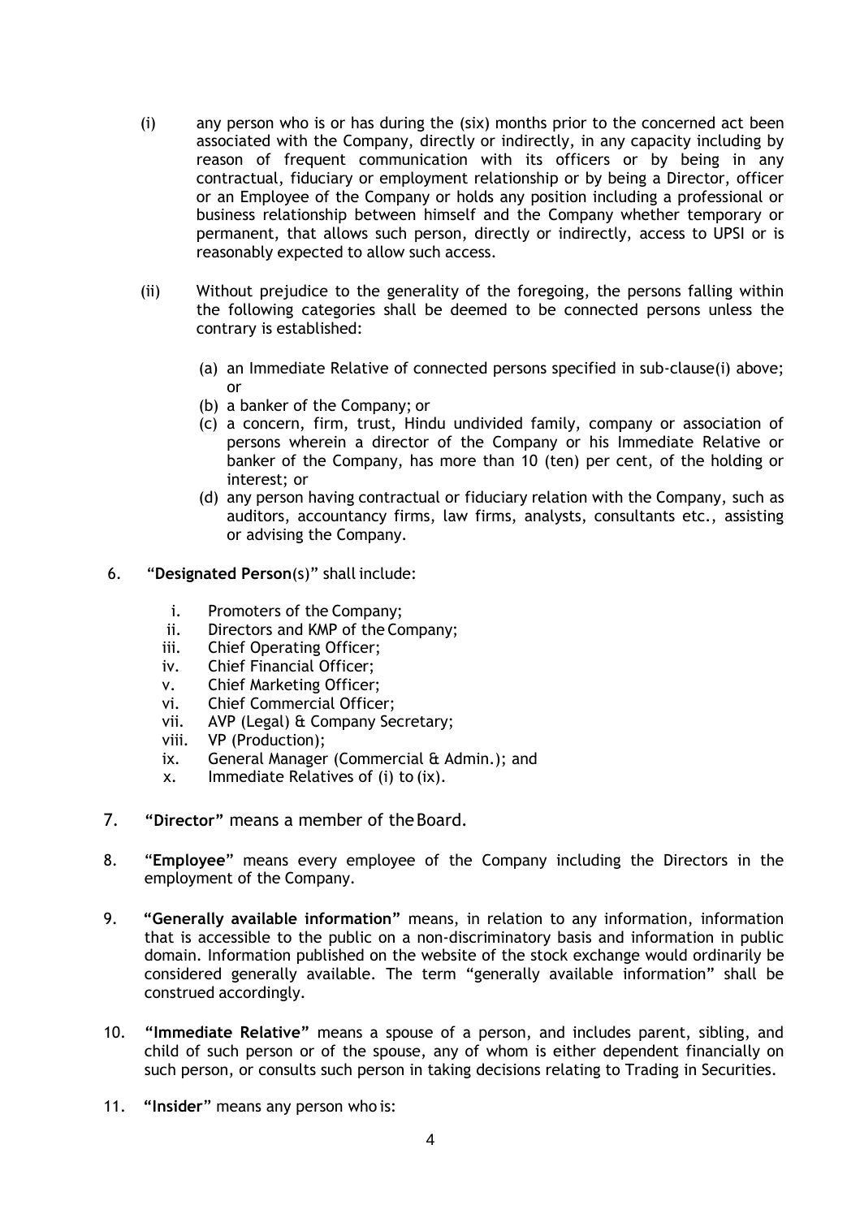(i) any person who is or has during the (six) months prior to the concerned act been associated with the Company, directly or indirectly, in any capacity including by reason of frequent communication with its officers or by being in any contractual, fiduciary or employment relationship or by being a Director, officer or an Employee of the Company or holds any position including a professional or business relationship between himself and the Company whether temporary or permanent, that allows such person, directly or indirectly, access to UPSI or is reasonably expected to allow such access.

(ii) Without prejudice to the generality of the foregoing, the persons falling within the following categories shall be deemed to be connected persons unless the contrary is established:

(a) an Immediate Relative of connected persons specified in sub-clause(i) above; or
(b) a banker of the Company; or
(c) a concern, firm, trust, Hindu undivided family, company or association of persons wherein a director of the Company or his Immediate Relative or banker of the Company, has more than 10 (ten) per cent, of the holding or interest; or
(d) any person having contractual or fiduciary relation with the Company, such as auditors, accountancy firms, law firms, analysts, consultants etc., assisting or advising the Company.

6. "**Designated Person**(s)" shall include:

i. Promoters of the Company;
ii. Directors and KMP of the Company;
iii. Chief Operating Officer;
iv. Chief Financial Officer;
v. Chief Marketing Officer;
vi. Chief Commercial Officer;
vii. AVP (Legal) & Company Secretary;
viii. VP (Production);
ix. General Manager (Commercial & Admin.); and
x. Immediate Relatives of (i) to (ix).

7. **"Director"** means a member of the Board.

8. "**Employee**" means every employee of the Company including the Directors in the employment of the Company.

9. **"Generally available information"** means, in relation to any information, information that is accessible to the public on a non-discriminatory basis and information in public domain. Information published on the website of the stock exchange would ordinarily be considered generally available. The term "generally available information" shall be construed accordingly.

10. **"Immediate Relative"** means a spouse of a person, and includes parent, sibling, and child of such person or of the spouse, any of whom is either dependent financially on such person, or consults such person in taking decisions relating to Trading in Securities.

11. **"Insider"** means any person who is: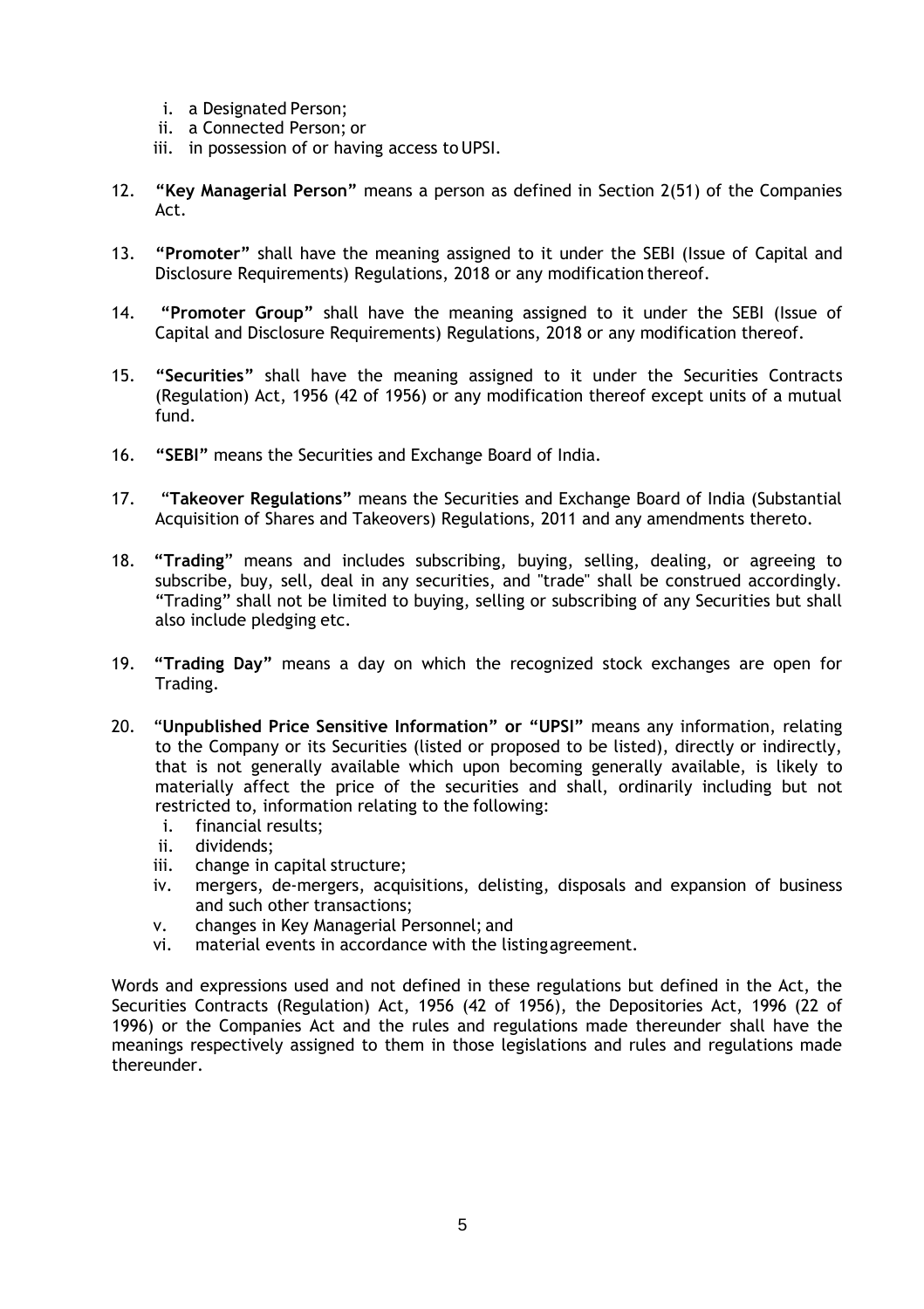i. a Designated Person;
   ii. a Connected Person; or
   iii. in possession of or having access to UPSI.

12. **"Key Managerial Person"** means a person as defined in Section 2(51) of the Companies Act.

13. **"Promoter"** shall have the meaning assigned to it under the SEBI (Issue of Capital and Disclosure Requirements) Regulations, 2018 or any modification thereof.

14. **"Promoter Group"** shall have the meaning assigned to it under the SEBI (Issue of Capital and Disclosure Requirements) Regulations, 2018 or any modification thereof.

15. **"Securities"** shall have the meaning assigned to it under the Securities Contracts (Regulation) Act, 1956 (42 of 1956) or any modification thereof except units of a mutual fund.

16. **"SEBI"** means the Securities and Exchange Board of India.

17. **"Takeover Regulations"** means the Securities and Exchange Board of India (Substantial Acquisition of Shares and Takeovers) Regulations, 2011 and any amendments thereto.

18. **"Trading"** means and includes subscribing, buying, selling, dealing, or agreeing to subscribe, buy, sell, deal in any securities, and "trade" shall be construed accordingly. "Trading" shall not be limited to buying, selling or subscribing of any Securities but shall also include pledging etc.

19. **"Trading Day"** means a day on which the recognized stock exchanges are open for Trading.

20. **"Unpublished Price Sensitive Information" or "UPSI"** means any information, relating to the Company or its Securities (listed or proposed to be listed), directly or indirectly, that is not generally available which upon becoming generally available, is likely to materially affect the price of the securities and shall, ordinarily including but not restricted to, information relating to the following:
   i. financial results;
   ii. dividends;
   iii. change in capital structure;
   iv. mergers, de-mergers, acquisitions, delisting, disposals and expansion of business and such other transactions;
   v. changes in Key Managerial Personnel; and
   vi. material events in accordance with the listing agreement.

Words and expressions used and not defined in these regulations but defined in the Act, the Securities Contracts (Regulation) Act, 1956 (42 of 1956), the Depositories Act, 1996 (22 of 1996) or the Companies Act and the rules and regulations made thereunder shall have the meanings respectively assigned to them in those legislations and rules and regulations made thereunder.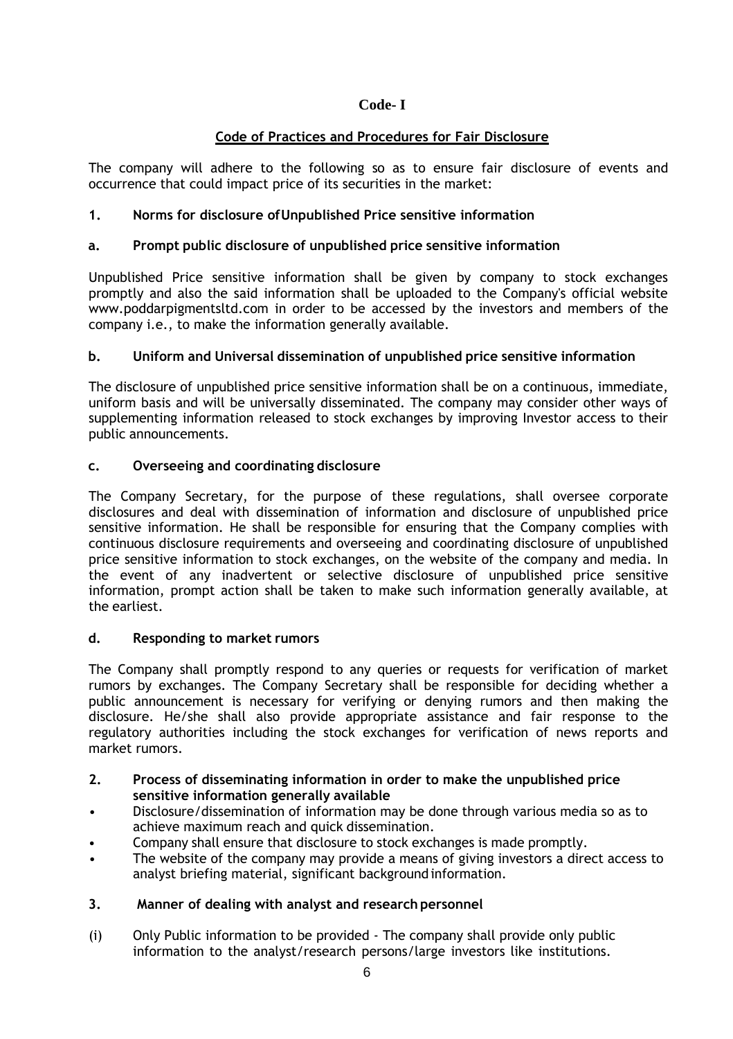## Code- I

### Code of Practices and Procedures for Fair Disclosure

The company will adhere to the following so as to ensure fair disclosure of events and occurrence that could impact price of its securities in the market:

### 1. Norms for disclosure of Unpublished Price sensitive information

#### a. Prompt public disclosure of unpublished price sensitive information

Unpublished Price sensitive information shall be given by company to stock exchanges promptly and also the said information shall be uploaded to the Company's official website www.poddarpigmentsltd.com in order to be accessed by the investors and members of the company i.e., to make the information generally available.

#### b. Uniform and Universal dissemination of unpublished price sensitive information

The disclosure of unpublished price sensitive information shall be on a continuous, immediate, uniform basis and will be universally disseminated. The company may consider other ways of supplementing information released to stock exchanges by improving Investor access to their public announcements.

#### c. Overseeing and coordinating disclosure

The Company Secretary, for the purpose of these regulations, shall oversee corporate disclosures and deal with dissemination of information and disclosure of unpublished price sensitive information. He shall be responsible for ensuring that the Company complies with continuous disclosure requirements and overseeing and coordinating disclosure of unpublished price sensitive information to stock exchanges, on the website of the company and media. In the event of any inadvertent or selective disclosure of unpublished price sensitive information, prompt action shall be taken to make such information generally available, at the earliest.

#### d. Responding to market rumors

The Company shall promptly respond to any queries or requests for verification of market rumors by exchanges. The Company Secretary shall be responsible for deciding whether a public announcement is necessary for verifying or denying rumors and then making the disclosure. He/she shall also provide appropriate assistance and fair response to the regulatory authorities including the stock exchanges for verification of news reports and market rumors.

### 2. Process of disseminating information in order to make the unpublished price sensitive information generally available

- Disclosure/dissemination of information may be done through various media so as to achieve maximum reach and quick dissemination.
- Company shall ensure that disclosure to stock exchanges is made promptly.
- The website of the company may provide a means of giving investors a direct access to analyst briefing material, significant background information.

### 3. Manner of dealing with analyst and research personnel

(i) Only Public information to be provided - The company shall provide only public information to the analyst/research persons/large investors like institutions.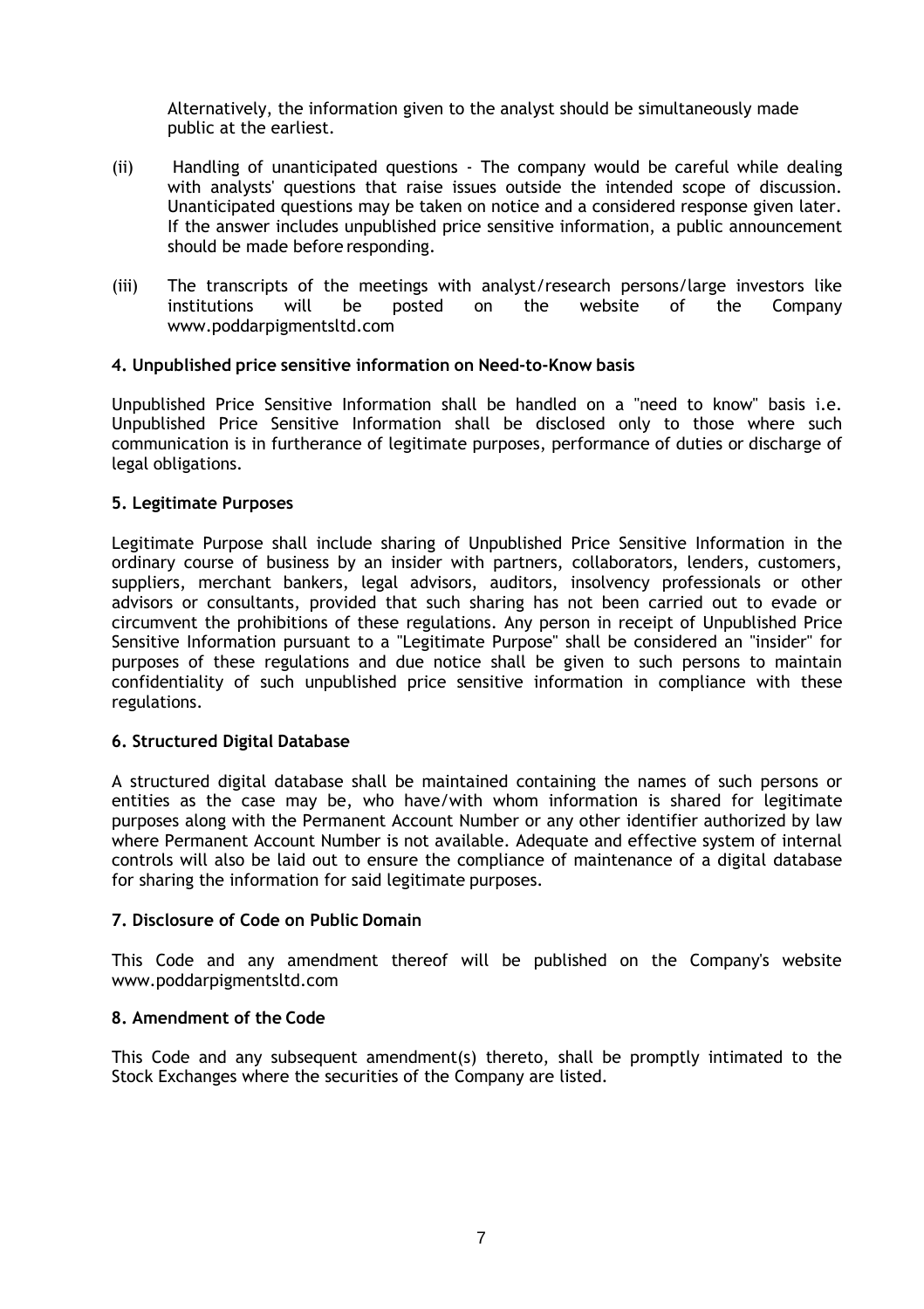Alternatively, the information given to the analyst should be simultaneously made public at the earliest.

(ii) Handling of unanticipated questions - The company would be careful while dealing with analysts' questions that raise issues outside the intended scope of discussion. Unanticipated questions may be taken on notice and a considered response given later. If the answer includes unpublished price sensitive information, a public announcement should be made before responding.

(iii) The transcripts of the meetings with analyst/research persons/large investors like institutions will be posted on the website of the Company www.poddarpigmentsltd.com

**4. Unpublished price sensitive information on Need-to-Know basis**

Unpublished Price Sensitive Information shall be handled on a "need to know" basis i.e. Unpublished Price Sensitive Information shall be disclosed only to those where such communication is in furtherance of legitimate purposes, performance of duties or discharge of legal obligations.

**5. Legitimate Purposes**

Legitimate Purpose shall include sharing of Unpublished Price Sensitive Information in the ordinary course of business by an insider with partners, collaborators, lenders, customers, suppliers, merchant bankers, legal advisors, auditors, insolvency professionals or other advisors or consultants, provided that such sharing has not been carried out to evade or circumvent the prohibitions of these regulations. Any person in receipt of Unpublished Price Sensitive Information pursuant to a "Legitimate Purpose" shall be considered an "insider" for purposes of these regulations and due notice shall be given to such persons to maintain confidentiality of such unpublished price sensitive information in compliance with these regulations.

**6. Structured Digital Database**

A structured digital database shall be maintained containing the names of such persons or entities as the case may be, who have/with whom information is shared for legitimate purposes along with the Permanent Account Number or any other identifier authorized by law where Permanent Account Number is not available. Adequate and effective system of internal controls will also be laid out to ensure the compliance of maintenance of a digital database for sharing the information for said legitimate purposes.

**7. Disclosure of Code on Public Domain**

This Code and any amendment thereof will be published on the Company's website www.poddarpigmentsltd.com

**8. Amendment of the Code**

This Code and any subsequent amendment(s) thereto, shall be promptly intimated to the Stock Exchanges where the securities of the Company are listed.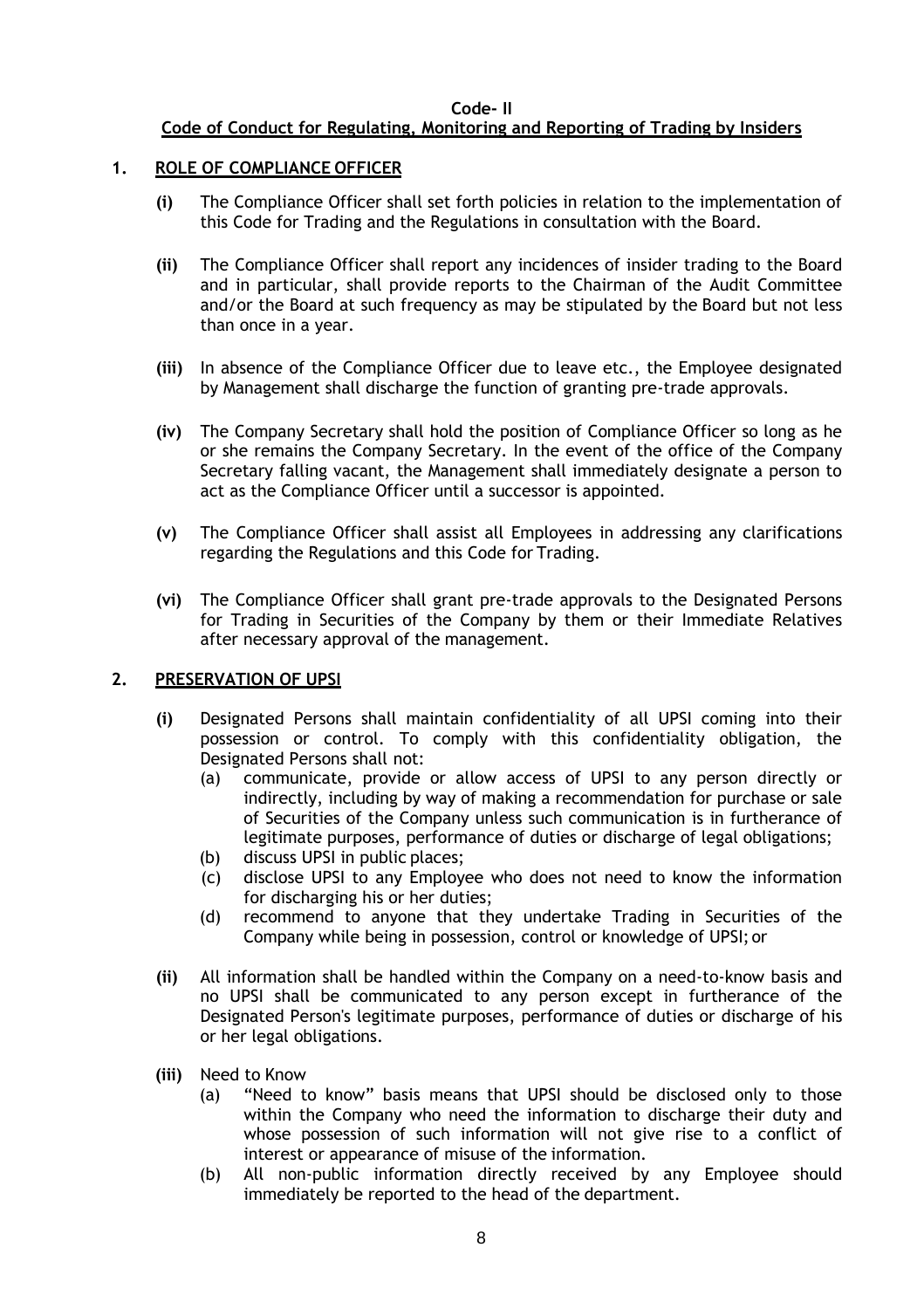**Code- II**

**Code of Conduct for Regulating, Monitoring and Reporting of Trading by Insiders**

## 1. ROLE OF COMPLIANCE OFFICER

**(i)** The Compliance Officer shall set forth policies in relation to the implementation of this Code for Trading and the Regulations in consultation with the Board.

**(ii)** The Compliance Officer shall report any incidences of insider trading to the Board and in particular, shall provide reports to the Chairman of the Audit Committee and/or the Board at such frequency as may be stipulated by the Board but not less than once in a year.

**(iii)** In absence of the Compliance Officer due to leave etc., the Employee designated by Management shall discharge the function of granting pre-trade approvals.

**(iv)** The Company Secretary shall hold the position of Compliance Officer so long as he or she remains the Company Secretary. In the event of the office of the Company Secretary falling vacant, the Management shall immediately designate a person to act as the Compliance Officer until a successor is appointed.

**(v)** The Compliance Officer shall assist all Employees in addressing any clarifications regarding the Regulations and this Code for Trading.

**(vi)** The Compliance Officer shall grant pre-trade approvals to the Designated Persons for Trading in Securities of the Company by them or their Immediate Relatives after necessary approval of the management.

## 2. PRESERVATION OF UPSI

**(i)** Designated Persons shall maintain confidentiality of all UPSI coming into their possession or control. To comply with this confidentiality obligation, the Designated Persons shall not:

- (a) communicate, provide or allow access of UPSI to any person directly or indirectly, including by way of making a recommendation for purchase or sale of Securities of the Company unless such communication is in furtherance of legitimate purposes, performance of duties or discharge of legal obligations;
- (b) discuss UPSI in public places;
- (c) disclose UPSI to any Employee who does not need to know the information for discharging his or her duties;
- (d) recommend to anyone that they undertake Trading in Securities of the Company while being in possession, control or knowledge of UPSI; or

**(ii)** All information shall be handled within the Company on a need-to-know basis and no UPSI shall be communicated to any person except in furtherance of the Designated Person's legitimate purposes, performance of duties or discharge of his or her legal obligations.

**(iii)** Need to Know

- (a) "Need to know" basis means that UPSI should be disclosed only to those within the Company who need the information to discharge their duty and whose possession of such information will not give rise to a conflict of interest or appearance of misuse of the information.
- (b) All non-public information directly received by any Employee should immediately be reported to the head of the department.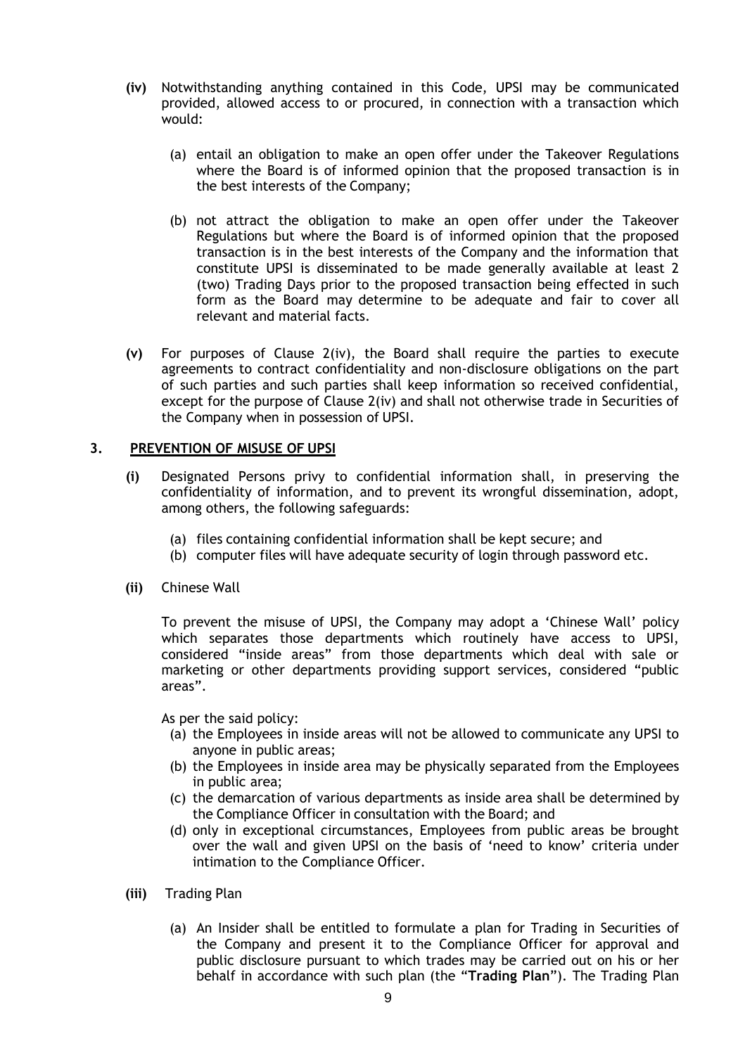**(iv)** Notwithstanding anything contained in this Code, UPSI may be communicated provided, allowed access to or procured, in connection with a transaction which would:

(a) entail an obligation to make an open offer under the Takeover Regulations where the Board is of informed opinion that the proposed transaction is in the best interests of the Company;

(b) not attract the obligation to make an open offer under the Takeover Regulations but where the Board is of informed opinion that the proposed transaction is in the best interests of the Company and the information that constitute UPSI is disseminated to be made generally available at least 2 (two) Trading Days prior to the proposed transaction being effected in such form as the Board may determine to be adequate and fair to cover all relevant and material facts.

**(v)** For purposes of Clause 2(iv), the Board shall require the parties to execute agreements to contract confidentiality and non-disclosure obligations on the part of such parties and such parties shall keep information so received confidential, except for the purpose of Clause 2(iv) and shall not otherwise trade in Securities of the Company when in possession of UPSI.

## 3. PREVENTION OF MISUSE OF UPSI

**(i)** Designated Persons privy to confidential information shall, in preserving the confidentiality of information, and to prevent its wrongful dissemination, adopt, among others, the following safeguards:

(a) files containing confidential information shall be kept secure; and
(b) computer files will have adequate security of login through password etc.

**(ii)** Chinese Wall

To prevent the misuse of UPSI, the Company may adopt a 'Chinese Wall' policy which separates those departments which routinely have access to UPSI, considered "inside areas" from those departments which deal with sale or marketing or other departments providing support services, considered "public areas".

As per the said policy:

(a) the Employees in inside areas will not be allowed to communicate any UPSI to anyone in public areas;
(b) the Employees in inside area may be physically separated from the Employees in public area;
(c) the demarcation of various departments as inside area shall be determined by the Compliance Officer in consultation with the Board; and
(d) only in exceptional circumstances, Employees from public areas be brought over the wall and given UPSI on the basis of 'need to know' criteria under intimation to the Compliance Officer.

**(iii)** Trading Plan

(a) An Insider shall be entitled to formulate a plan for Trading in Securities of the Company and present it to the Compliance Officer for approval and public disclosure pursuant to which trades may be carried out on his or her behalf in accordance with such plan (the "**Trading Plan**"). The Trading Plan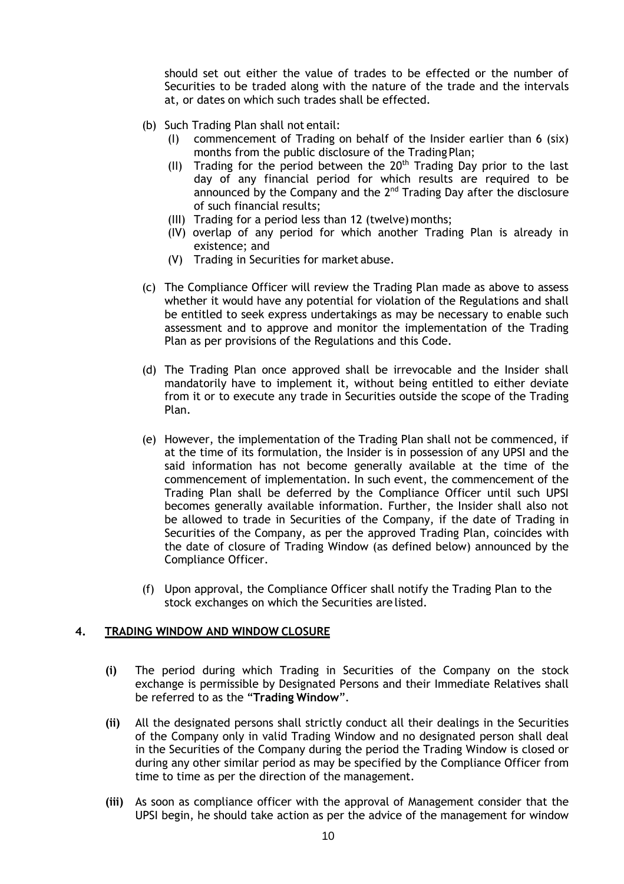should set out either the value of trades to be effected or the number of Securities to be traded along with the nature of the trade and the intervals at, or dates on which such trades shall be effected.

(b) Such Trading Plan shall not entail:
   (I) commencement of Trading on behalf of the Insider earlier than 6 (six) months from the public disclosure of the Trading Plan;
   (II) Trading for the period between the 20th Trading Day prior to the last day of any financial period for which results are required to be announced by the Company and the 2nd Trading Day after the disclosure of such financial results;
   (III) Trading for a period less than 12 (twelve) months;
   (IV) overlap of any period for which another Trading Plan is already in existence; and
   (V) Trading in Securities for market abuse.

(c) The Compliance Officer will review the Trading Plan made as above to assess whether it would have any potential for violation of the Regulations and shall be entitled to seek express undertakings as may be necessary to enable such assessment and to approve and monitor the implementation of the Trading Plan as per provisions of the Regulations and this Code.

(d) The Trading Plan once approved shall be irrevocable and the Insider shall mandatorily have to implement it, without being entitled to either deviate from it or to execute any trade in Securities outside the scope of the Trading Plan.

(e) However, the implementation of the Trading Plan shall not be commenced, if at the time of its formulation, the Insider is in possession of any UPSI and the said information has not become generally available at the time of the commencement of implementation. In such event, the commencement of the Trading Plan shall be deferred by the Compliance Officer until such UPSI becomes generally available information. Further, the Insider shall also not be allowed to trade in Securities of the Company, if the date of Trading in Securities of the Company, as per the approved Trading Plan, coincides with the date of closure of Trading Window (as defined below) announced by the Compliance Officer.

(f) Upon approval, the Compliance Officer shall notify the Trading Plan to the stock exchanges on which the Securities are listed.

## 4. TRADING WINDOW AND WINDOW CLOSURE

**(i)** The period during which Trading in Securities of the Company on the stock exchange is permissible by Designated Persons and their Immediate Relatives shall be referred to as the "**Trading Window**".

**(ii)** All the designated persons shall strictly conduct all their dealings in the Securities of the Company only in valid Trading Window and no designated person shall deal in the Securities of the Company during the period the Trading Window is closed or during any other similar period as may be specified by the Compliance Officer from time to time as per the direction of the management.

**(iii)** As soon as compliance officer with the approval of Management consider that the UPSI begin, he should take action as per the advice of the management for window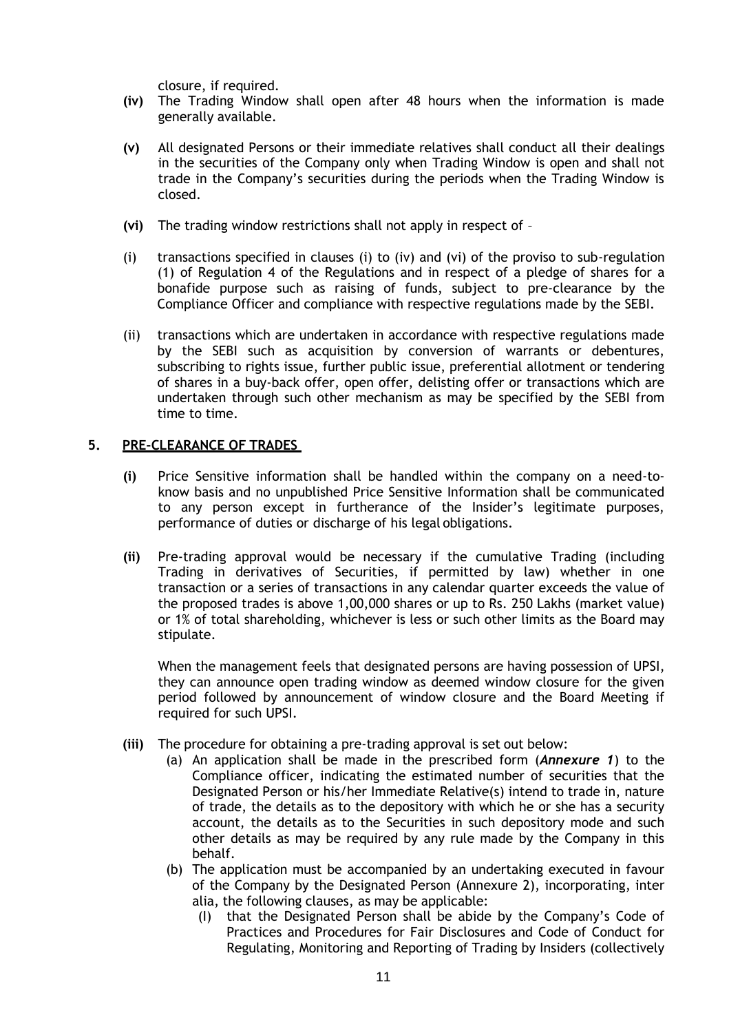closure, if required.

**(iv)** The Trading Window shall open after 48 hours when the information is made generally available.

**(v)** All designated Persons or their immediate relatives shall conduct all their dealings in the securities of the Company only when Trading Window is open and shall not trade in the Company's securities during the periods when the Trading Window is closed.

**(vi)** The trading window restrictions shall not apply in respect of –

(i) transactions specified in clauses (i) to (iv) and (vi) of the proviso to sub-regulation (1) of Regulation 4 of the Regulations and in respect of a pledge of shares for a bonafide purpose such as raising of funds, subject to pre-clearance by the Compliance Officer and compliance with respective regulations made by the SEBI.

(ii) transactions which are undertaken in accordance with respective regulations made by the SEBI such as acquisition by conversion of warrants or debentures, subscribing to rights issue, further public issue, preferential allotment or tendering of shares in a buy-back offer, open offer, delisting offer or transactions which are undertaken through such other mechanism as may be specified by the SEBI from time to time.

## 5. PRE-CLEARANCE OF TRADES

**(i)** Price Sensitive information shall be handled within the company on a need-to-know basis and no unpublished Price Sensitive Information shall be communicated to any person except in furtherance of the Insider's legitimate purposes, performance of duties or discharge of his legal obligations.

**(ii)** Pre-trading approval would be necessary if the cumulative Trading (including Trading in derivatives of Securities, if permitted by law) whether in one transaction or a series of transactions in any calendar quarter exceeds the value of the proposed trades is above 1,00,000 shares or up to Rs. 250 Lakhs (market value) or 1% of total shareholding, whichever is less or such other limits as the Board may stipulate.

When the management feels that designated persons are having possession of UPSI, they can announce open trading window as deemed window closure for the given period followed by announcement of window closure and the Board Meeting if required for such UPSI.

**(iii)** The procedure for obtaining a pre-trading approval is set out below:

(a) An application shall be made in the prescribed form (***Annexure 1***) to the Compliance officer, indicating the estimated number of securities that the Designated Person or his/her Immediate Relative(s) intend to trade in, nature of trade, the details as to the depository with which he or she has a security account, the details as to the Securities in such depository mode and such other details as may be required by any rule made by the Company in this behalf.

(b) The application must be accompanied by an undertaking executed in favour of the Company by the Designated Person (Annexure 2), incorporating, inter alia, the following clauses, as may be applicable:

(I) that the Designated Person shall be abide by the Company's Code of Practices and Procedures for Fair Disclosures and Code of Conduct for Regulating, Monitoring and Reporting of Trading by Insiders (collectively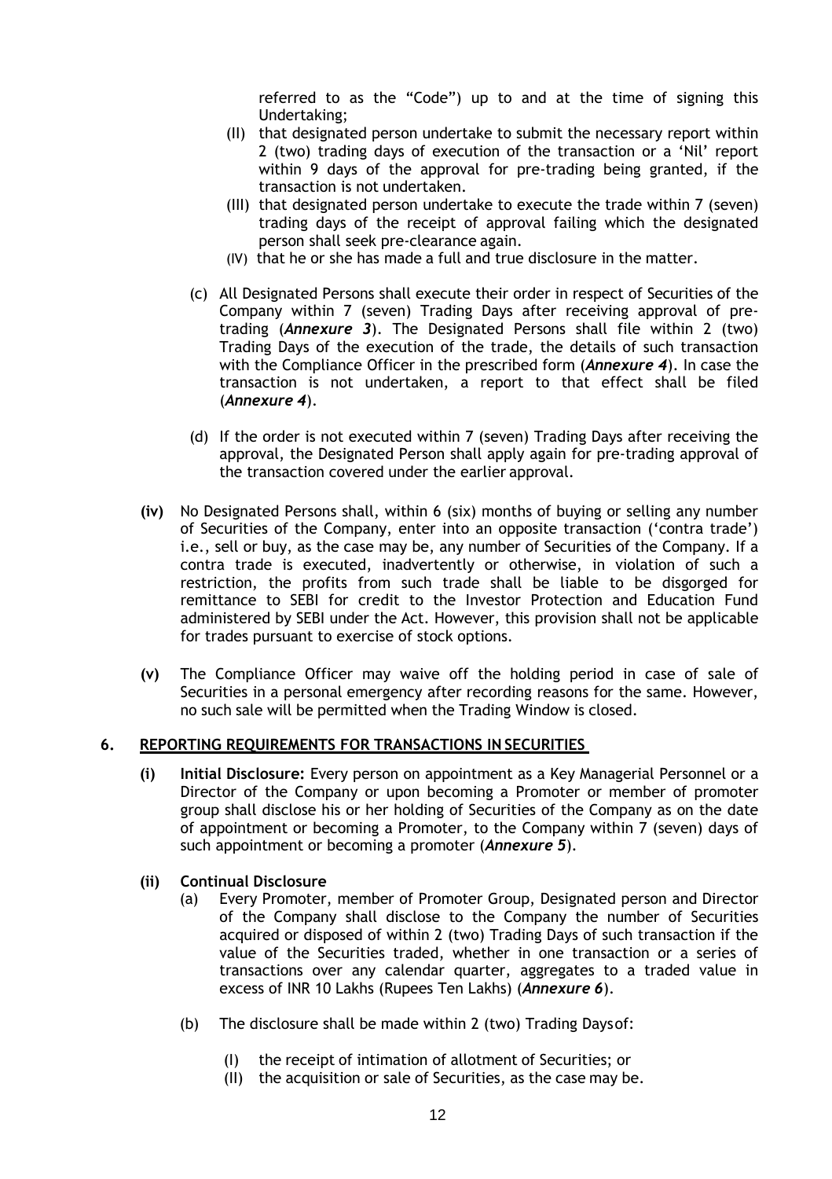referred to as the "Code") up to and at the time of signing this Undertaking;

(II) that designated person undertake to submit the necessary report within 2 (two) trading days of execution of the transaction or a 'Nil' report within 9 days of the approval for pre-trading being granted, if the transaction is not undertaken.

(III) that designated person undertake to execute the trade within 7 (seven) trading days of the receipt of approval failing which the designated person shall seek pre-clearance again.

(IV) that he or she has made a full and true disclosure in the matter.

(c) All Designated Persons shall execute their order in respect of Securities of the Company within 7 (seven) Trading Days after receiving approval of pre-trading (***Annexure 3***). The Designated Persons shall file within 2 (two) Trading Days of the execution of the trade, the details of such transaction with the Compliance Officer in the prescribed form (***Annexure 4***). In case the transaction is not undertaken, a report to that effect shall be filed (***Annexure 4***).

(d) If the order is not executed within 7 (seven) Trading Days after receiving the approval, the Designated Person shall apply again for pre-trading approval of the transaction covered under the earlier approval.

**(iv)** No Designated Persons shall, within 6 (six) months of buying or selling any number of Securities of the Company, enter into an opposite transaction ('contra trade') i.e., sell or buy, as the case may be, any number of Securities of the Company. If a contra trade is executed, inadvertently or otherwise, in violation of such a restriction, the profits from such trade shall be liable to be disgorged for remittance to SEBI for credit to the Investor Protection and Education Fund administered by SEBI under the Act. However, this provision shall not be applicable for trades pursuant to exercise of stock options.

**(v)** The Compliance Officer may waive off the holding period in case of sale of Securities in a personal emergency after recording reasons for the same. However, no such sale will be permitted when the Trading Window is closed.

## 6. REPORTING REQUIREMENTS FOR TRANSACTIONS IN SECURITIES

**(i) Initial Disclosure:** Every person on appointment as a Key Managerial Personnel or a Director of the Company or upon becoming a Promoter or member of promoter group shall disclose his or her holding of Securities of the Company as on the date of appointment or becoming a Promoter, to the Company within 7 (seven) days of such appointment or becoming a promoter (***Annexure 5***).

**(ii) Continual Disclosure**

(a) Every Promoter, member of Promoter Group, Designated person and Director of the Company shall disclose to the Company the number of Securities acquired or disposed of within 2 (two) Trading Days of such transaction if the value of the Securities traded, whether in one transaction or a series of transactions over any calendar quarter, aggregates to a traded value in excess of INR 10 Lakhs (Rupees Ten Lakhs) (***Annexure 6***).

(b) The disclosure shall be made within 2 (two) Trading Days of:

(I) the receipt of intimation of allotment of Securities; or

(II) the acquisition or sale of Securities, as the case may be.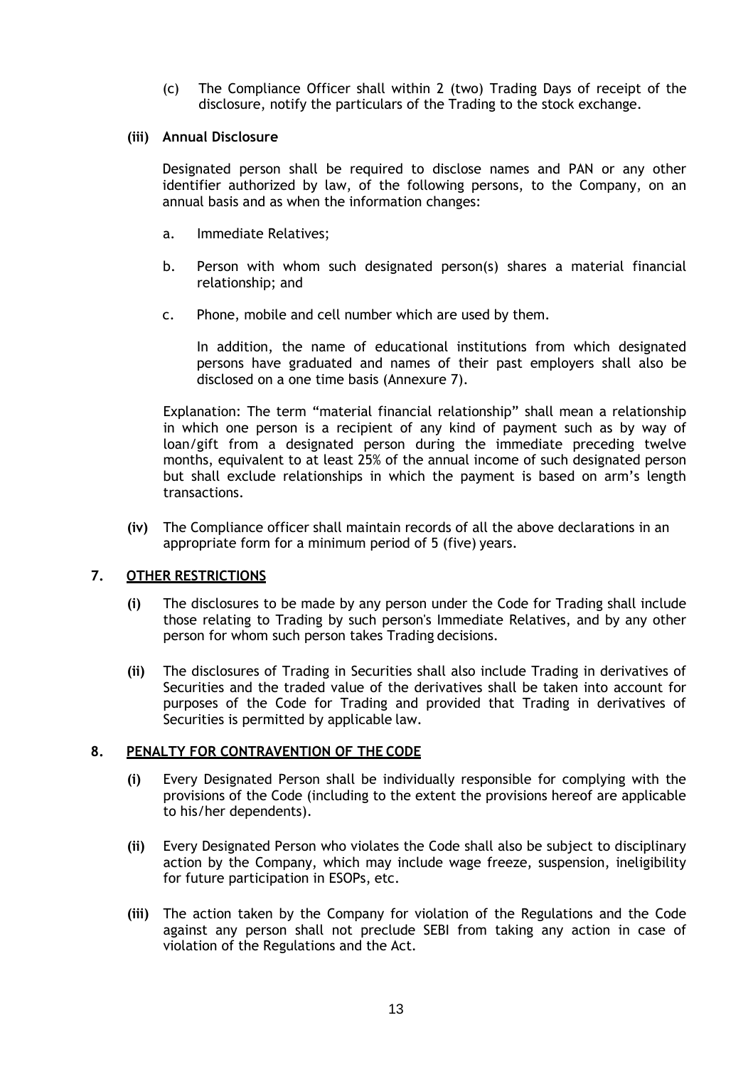(c) The Compliance Officer shall within 2 (two) Trading Days of receipt of the disclosure, notify the particulars of the Trading to the stock exchange.

**(iii) Annual Disclosure**

Designated person shall be required to disclose names and PAN or any other identifier authorized by law, of the following persons, to the Company, on an annual basis and as when the information changes:

a. Immediate Relatives;

b. Person with whom such designated person(s) shares a material financial relationship; and

c. Phone, mobile and cell number which are used by them.

In addition, the name of educational institutions from which designated persons have graduated and names of their past employers shall also be disclosed on a one time basis (Annexure 7).

Explanation: The term "material financial relationship" shall mean a relationship in which one person is a recipient of any kind of payment such as by way of loan/gift from a designated person during the immediate preceding twelve months, equivalent to at least 25% of the annual income of such designated person but shall exclude relationships in which the payment is based on arm's length transactions.

**(iv)** The Compliance officer shall maintain records of all the above declarations in an appropriate form for a minimum period of 5 (five) years.

## 7. OTHER RESTRICTIONS

**(i)** The disclosures to be made by any person under the Code for Trading shall include those relating to Trading by such person's Immediate Relatives, and by any other person for whom such person takes Trading decisions.

**(ii)** The disclosures of Trading in Securities shall also include Trading in derivatives of Securities and the traded value of the derivatives shall be taken into account for purposes of the Code for Trading and provided that Trading in derivatives of Securities is permitted by applicable law.

## 8. PENALTY FOR CONTRAVENTION OF THE CODE

**(i)** Every Designated Person shall be individually responsible for complying with the provisions of the Code (including to the extent the provisions hereof are applicable to his/her dependents).

**(ii)** Every Designated Person who violates the Code shall also be subject to disciplinary action by the Company, which may include wage freeze, suspension, ineligibility for future participation in ESOPs, etc.

**(iii)** The action taken by the Company for violation of the Regulations and the Code against any person shall not preclude SEBI from taking any action in case of violation of the Regulations and the Act.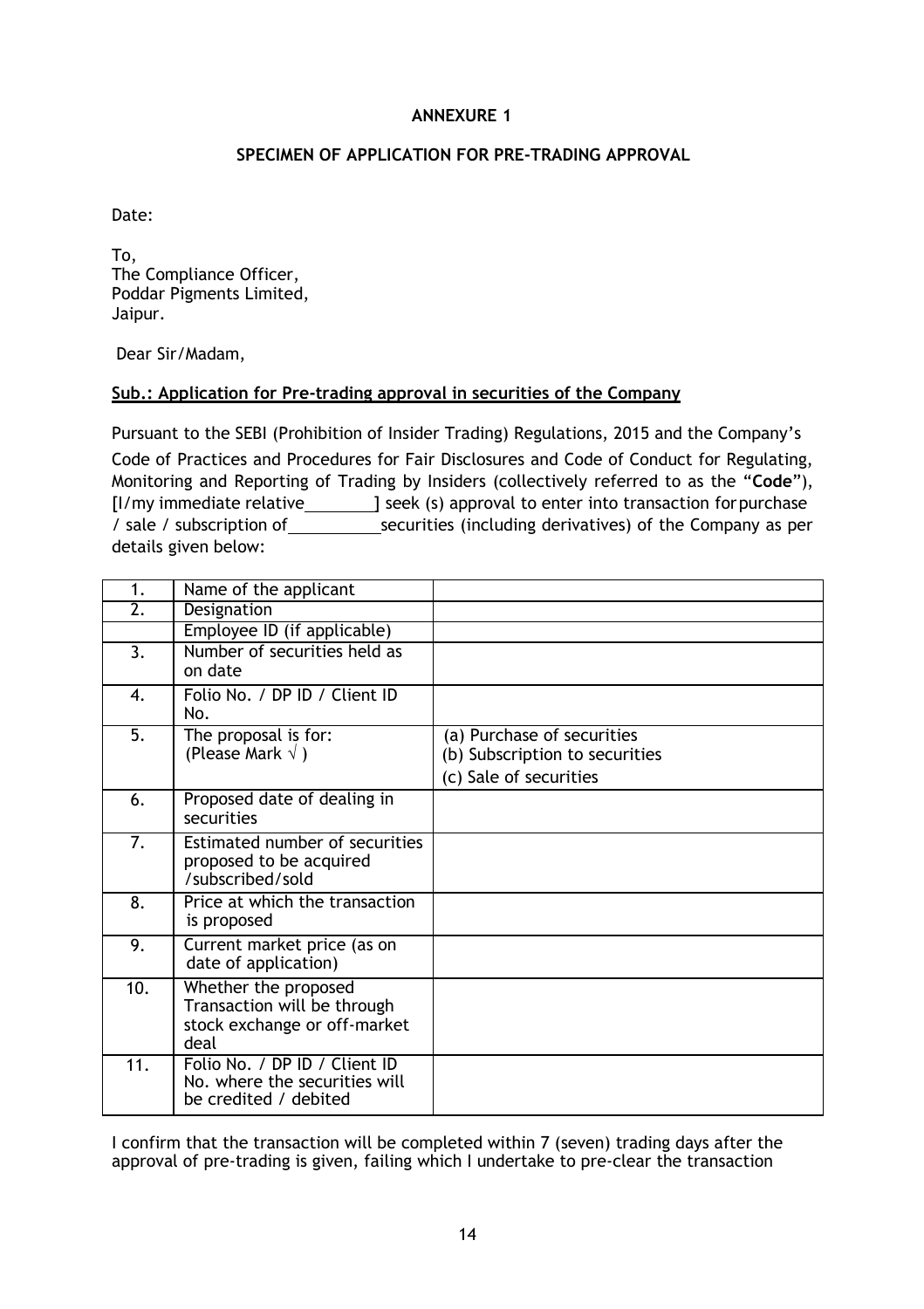**ANNEXURE 1**

**SPECIMEN OF APPLICATION FOR PRE-TRADING APPROVAL**

Date:

To,
The Compliance Officer,
Poddar Pigments Limited,
Jaipur.

Dear Sir/Madam,

**Sub.: Application for Pre-trading approval in securities of the Company**

Pursuant to the SEBI (Prohibition of Insider Trading) Regulations, 2015 and the Company's Code of Practices and Procedures for Fair Disclosures and Code of Conduct for Regulating, Monitoring and Reporting of Trading by Insiders (collectively referred to as the "**Code**"), [I/my immediate relative________] seek (s) approval to enter into transaction for purchase / sale / subscription of__________securities (including derivatives) of the Company as per details given below:

| | | |
|---|---|---|
| 1. | Name of the applicant | |
| 2. | Designation | |
| | Employee ID (if applicable) | |
| 3. | Number of securities held as on date | |
| 4. | Folio No. / DP ID / Client ID No. | |
| 5. | The proposal is for: (Please Mark √ ) | (a) Purchase of securities<br>(b) Subscription to securities<br>(c) Sale of securities |
| 6. | Proposed date of dealing in securities | |
| 7. | Estimated number of securities proposed to be acquired /subscribed/sold | |
| 8. | Price at which the transaction is proposed | |
| 9. | Current market price (as on date of application) | |
| 10. | Whether the proposed Transaction will be through stock exchange or off-market deal | |
| 11. | Folio No. / DP ID / Client ID No. where the securities will be credited / debited | |

I confirm that the transaction will be completed within 7 (seven) trading days after the approval of pre-trading is given, failing which I undertake to pre-clear the transaction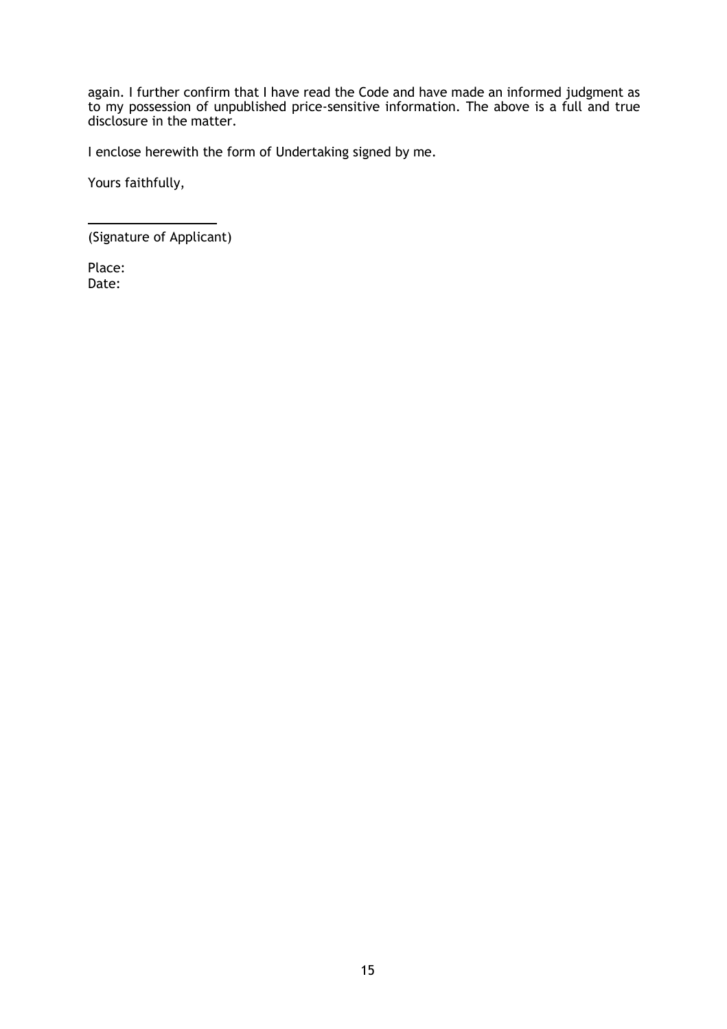again. I further confirm that I have read the Code and have made an informed judgment as to my possession of unpublished price-sensitive information. The above is a full and true disclosure in the matter.

I enclose herewith the form of Undertaking signed by me.

Yours faithfully,

\_\_\_\_\_\_\_\_\_\_\_\_\_\_\_\_\_\_\_\_

(Signature of Applicant)

Place:
Date: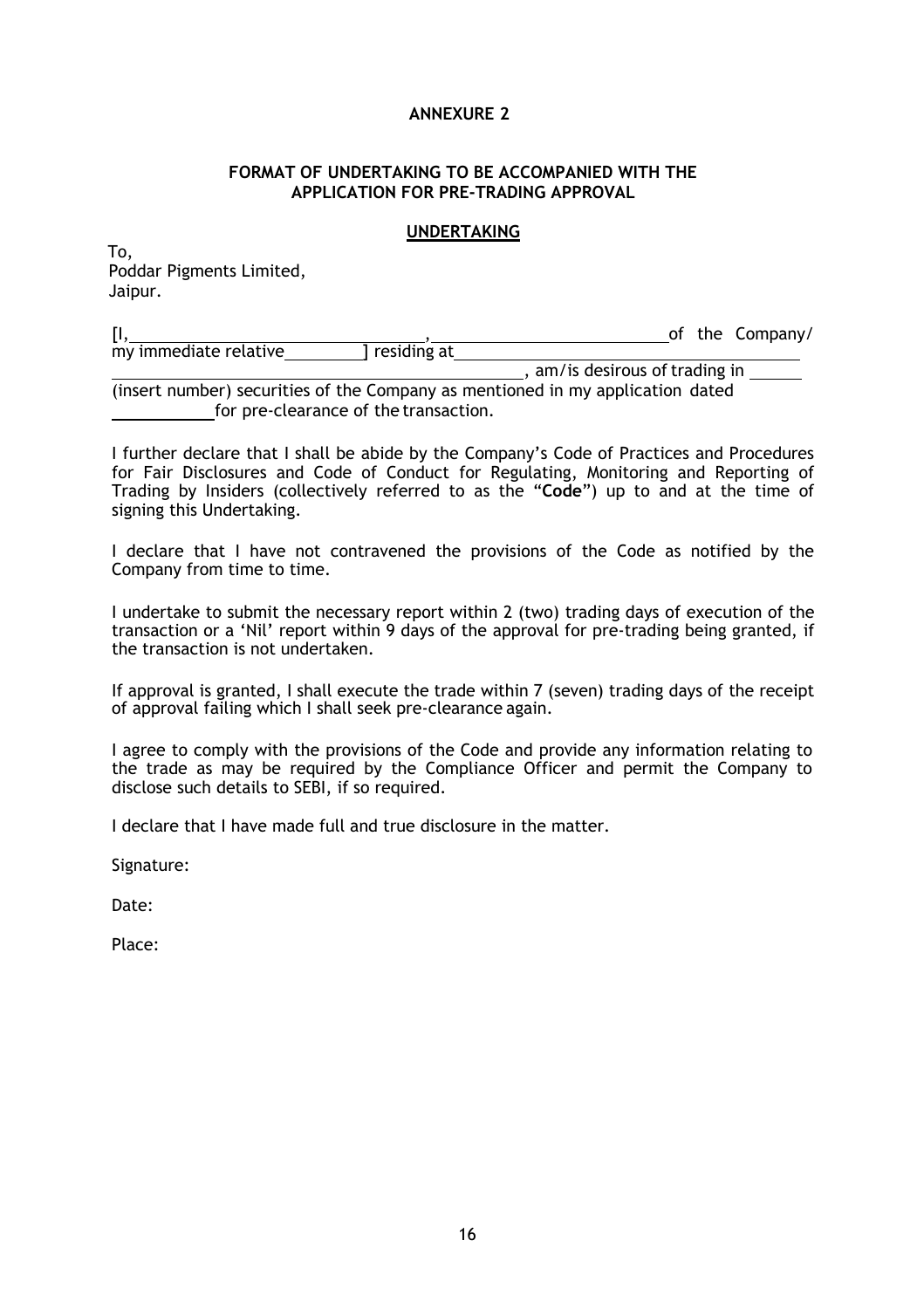**ANNEXURE 2**

**FORMAT OF UNDERTAKING TO BE ACCOMPANIED WITH THE APPLICATION FOR PRE-TRADING APPROVAL**

**UNDERTAKING**

To,
Poddar Pigments Limited,
Jaipur.

[I, \_\_\_\_\_\_\_\_\_\_\_\_\_\_\_\_\_\_\_\_, \_\_\_\_\_\_\_\_\_\_\_\_\_\_\_\_\_\_\_\_ of the Company/ my immediate relative \_\_\_\_\_\_\_\_ ] residing at \_\_\_\_\_\_\_\_\_\_\_\_\_\_\_\_\_\_\_\_\_\_\_\_\_\_\_\_\_\_\_\_\_\_\_\_\_\_\_\_, am/is desirous of trading in \_\_\_\_\_\_ (insert number) securities of the Company as mentioned in my application dated \_\_\_\_\_\_\_\_\_\_ for pre-clearance of the transaction.

I further declare that I shall be abide by the Company's Code of Practices and Procedures for Fair Disclosures and Code of Conduct for Regulating, Monitoring and Reporting of Trading by Insiders (collectively referred to as the "**Code**") up to and at the time of signing this Undertaking.

I declare that I have not contravened the provisions of the Code as notified by the Company from time to time.

I undertake to submit the necessary report within 2 (two) trading days of execution of the transaction or a 'Nil' report within 9 days of the approval for pre-trading being granted, if the transaction is not undertaken.

If approval is granted, I shall execute the trade within 7 (seven) trading days of the receipt of approval failing which I shall seek pre-clearance again.

I agree to comply with the provisions of the Code and provide any information relating to the trade as may be required by the Compliance Officer and permit the Company to disclose such details to SEBI, if so required.

I declare that I have made full and true disclosure in the matter.

Signature:

Date:

Place: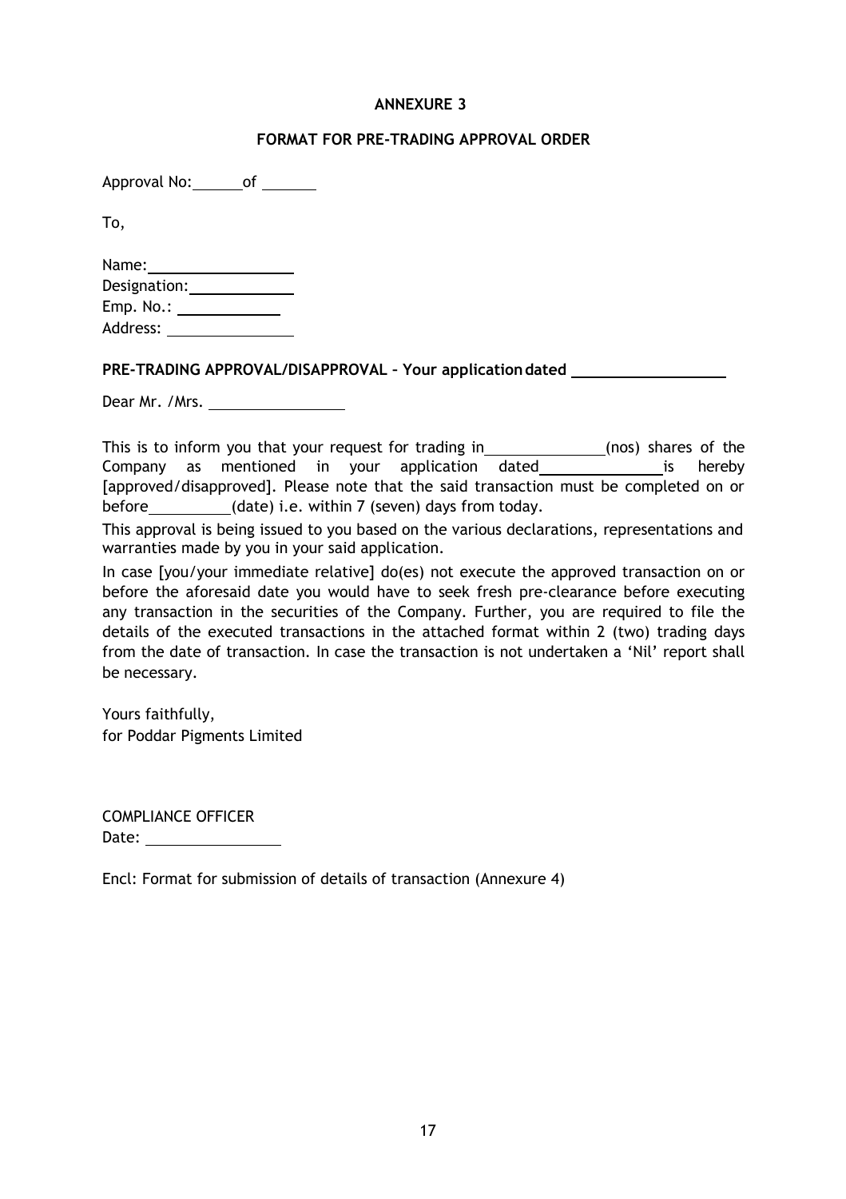## ANNEXURE 3

### FORMAT FOR PRE-TRADING APPROVAL ORDER

Approval No: ______ of _______

To,

Name: __________________
Designation: _____________
Emp. No.: _____________
Address: ________________

**PRE-TRADING APPROVAL/DISAPPROVAL – Your application dated ___________________**

Dear Mr. /Mrs. _________________

This is to inform you that your request for trading in _______________ (nos) shares of the Company as mentioned in your application dated _______________ is hereby [approved/disapproved]. Please note that the said transaction must be completed on or before __________ (date) i.e. within 7 (seven) days from today.

This approval is being issued to you based on the various declarations, representations and warranties made by you in your said application.

In case [you/your immediate relative] do(es) not execute the approved transaction on or before the aforesaid date you would have to seek fresh pre-clearance before executing any transaction in the securities of the Company. Further, you are required to file the details of the executed transactions in the attached format within 2 (two) trading days from the date of transaction. In case the transaction is not undertaken a 'Nil' report shall be necessary.

Yours faithfully,
for Poddar Pigments Limited

COMPLIANCE OFFICER
Date: _________________

Encl: Format for submission of details of transaction (Annexure 4)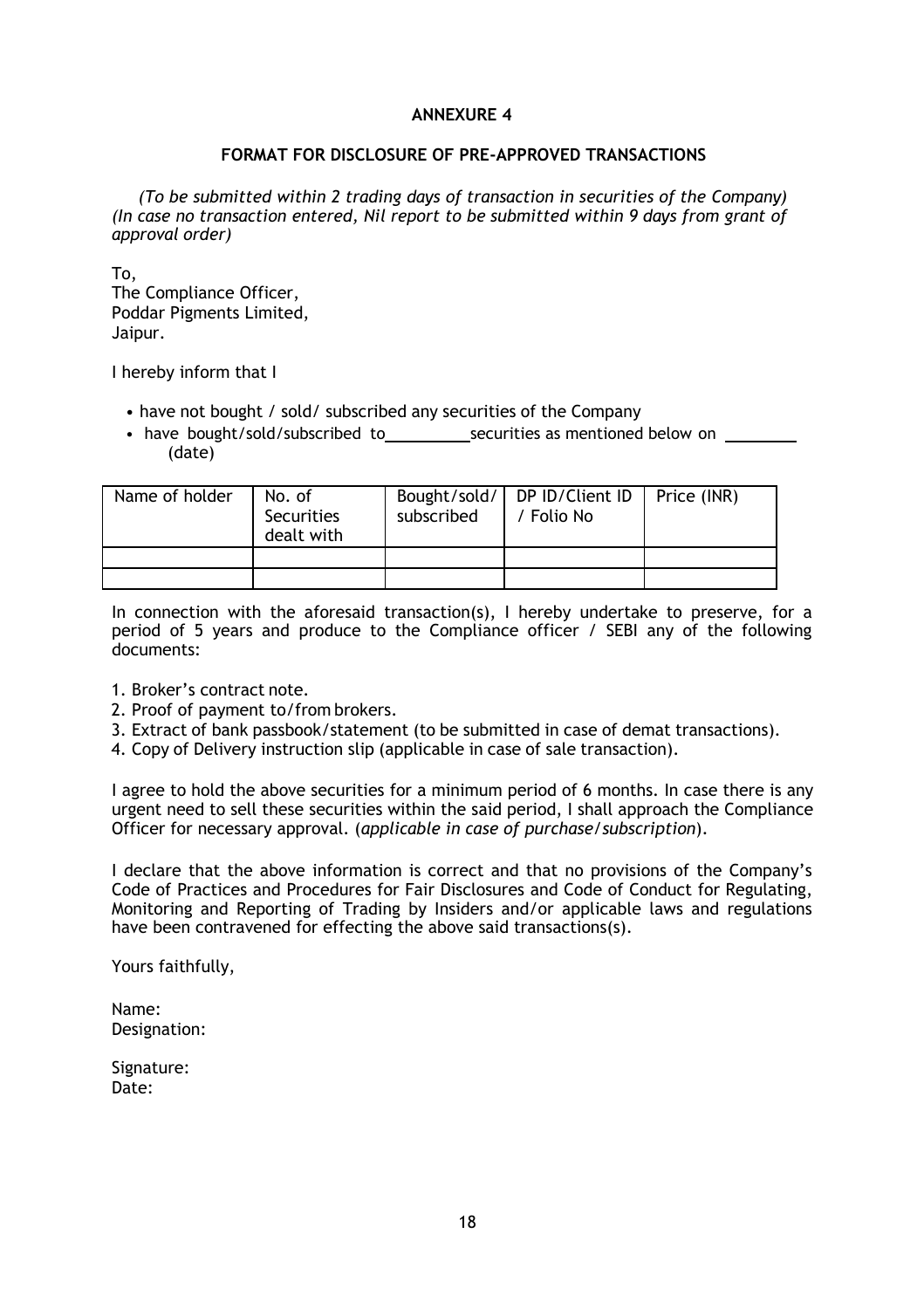## ANNEXURE 4

### FORMAT FOR DISCLOSURE OF PRE-APPROVED TRANSACTIONS

*(To be submitted within 2 trading days of transaction in securities of the Company) (In case no transaction entered, Nil report to be submitted within 9 days from grant of approval order)*

To,
The Compliance Officer,
Poddar Pigments Limited,
Jaipur.

I hereby inform that I

- have not bought / sold/ subscribed any securities of the Company
- have bought/sold/subscribed to__________securities as mentioned below on ________ (date)

| Name of holder | No. of Securities dealt with | Bought/sold/ subscribed | DP ID/Client ID / Folio No | Price (INR) |
|---|---|---|---|---|
| | | | | |
| | | | | |

In connection with the aforesaid transaction(s), I hereby undertake to preserve, for a period of 5 years and produce to the Compliance officer / SEBI any of the following documents:

1. Broker's contract note.
2. Proof of payment to/from brokers.
3. Extract of bank passbook/statement (to be submitted in case of demat transactions).
4. Copy of Delivery instruction slip (applicable in case of sale transaction).

I agree to hold the above securities for a minimum period of 6 months. In case there is any urgent need to sell these securities within the said period, I shall approach the Compliance Officer for necessary approval. (*applicable in case of purchase/subscription*).

I declare that the above information is correct and that no provisions of the Company's Code of Practices and Procedures for Fair Disclosures and Code of Conduct for Regulating, Monitoring and Reporting of Trading by Insiders and/or applicable laws and regulations have been contravened for effecting the above said transactions(s).

Yours faithfully,

Name:
Designation:

Signature:
Date: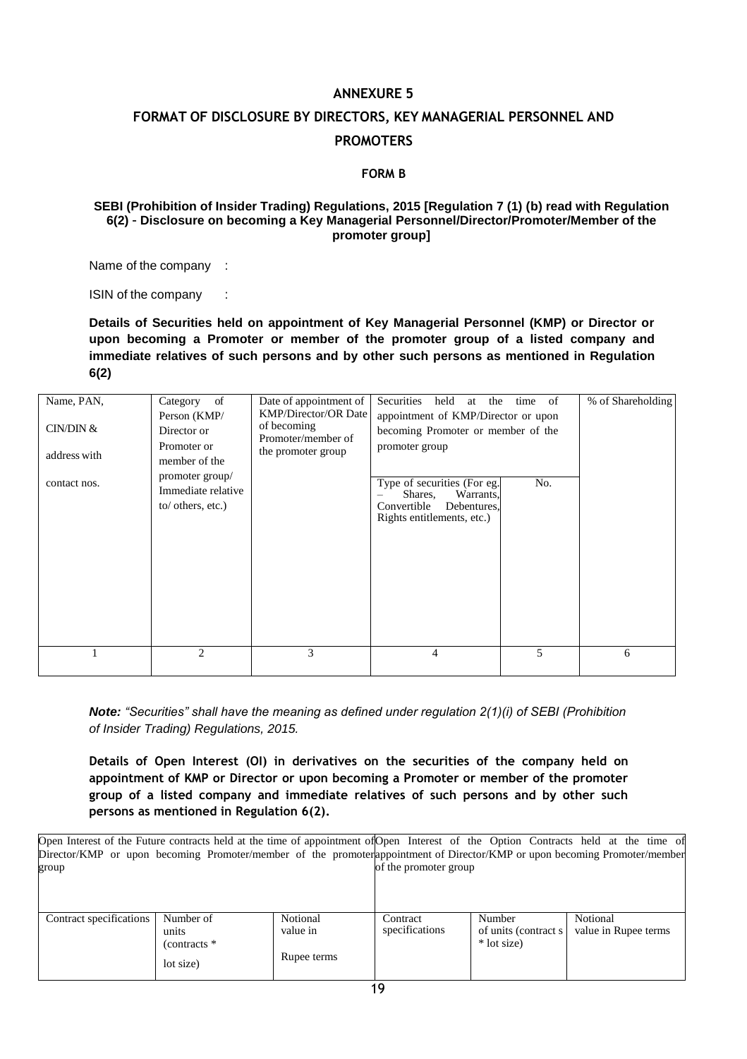## ANNEXURE 5

## FORMAT OF DISCLOSURE BY DIRECTORS, KEY MANAGERIAL PERSONNEL AND PROMOTERS

### FORM B

**SEBI (Prohibition of Insider Trading) Regulations, 2015 [Regulation 7 (1) (b) read with Regulation 6(2) - Disclosure on becoming a Key Managerial Personnel/Director/Promoter/Member of the promoter group]**

Name of the company :

ISIN of the company :

**Details of Securities held on appointment of Key Managerial Personnel (KMP) or Director or upon becoming a Promoter or member of the promoter group of a listed company and immediate relatives of such persons and by other such persons as mentioned in Regulation 6(2)**

| Name, PAN, CIN/DIN & address with contact nos. | Category of Person (KMP/ Director or Promoter or member of the promoter group/ Immediate relative to/ others, etc.) | Date of appointment of KMP/Director/OR Date of becoming Promoter/member of the promoter group | Securities held at the time of appointment of KMP/Director or upon becoming Promoter or member of the promoter group | | % of Shareholding |
|---|---|---|---|---|---|
| | | | Type of securities (For eg. – Shares, Warrants, Convertible Debentures, Rights entitlements, etc.) | No. | |
| 1 | 2 | 3 | 4 | 5 | 6 |

***Note:*** *"Securities" shall have the meaning as defined under regulation 2(1)(i) of SEBI (Prohibition of Insider Trading) Regulations, 2015.*

**Details of Open Interest (OI) in derivatives on the securities of the company held on appointment of KMP or Director or upon becoming a Promoter or member of the promoter group of a listed company and immediate relatives of such persons and by other such persons as mentioned in Regulation 6(2).**

| Open Interest of the Future contracts held at the time of appointment of Director/KMP or upon becoming Promoter/member of the promoter group | | | Open Interest of the Option Contracts held at the time of appointment of Director/KMP or upon becoming Promoter/member of the promoter group | | |
|---|---|---|---|---|---|
| Contract specifications | Number of units (contracts * lot size) | Notional value in Rupee terms | Contract specifications | Number of units (contract s * lot size) | Notional value in Rupee terms |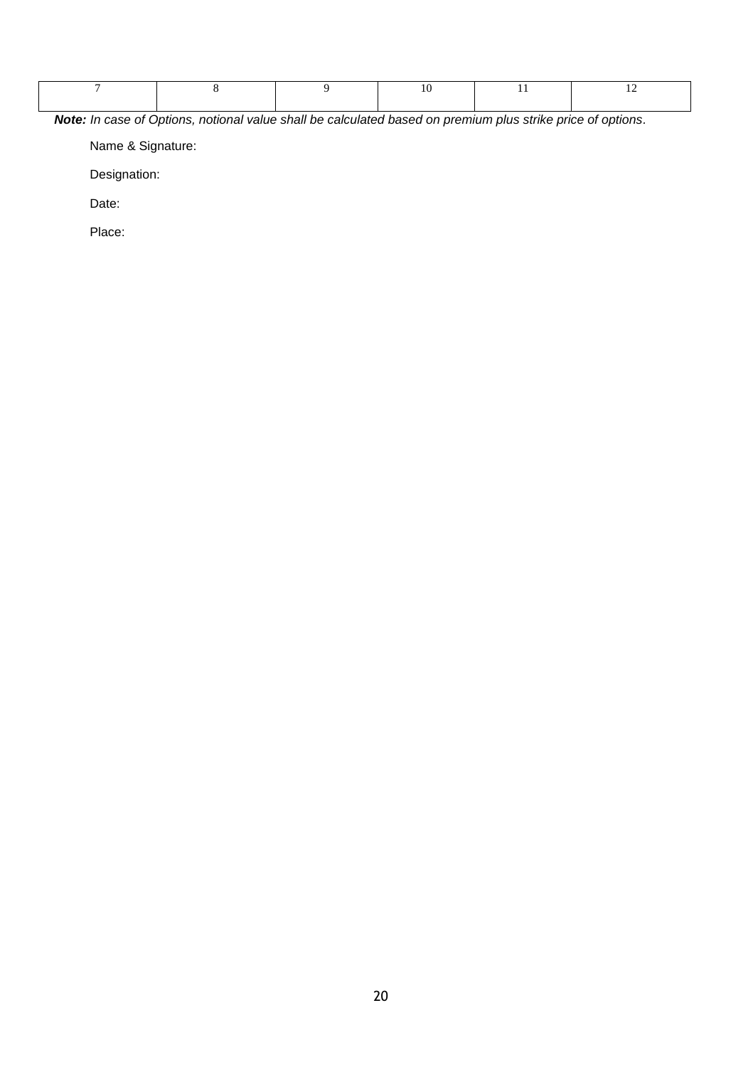| 7 | 8 | 9 | 10 | 11 | 12 |
|---|---|---|---|---|---|
| | | | | | |

***Note:*** *In case of Options, notional value shall be calculated based on premium plus strike price of options*.

Name & Signature:

Designation:

Date:

Place: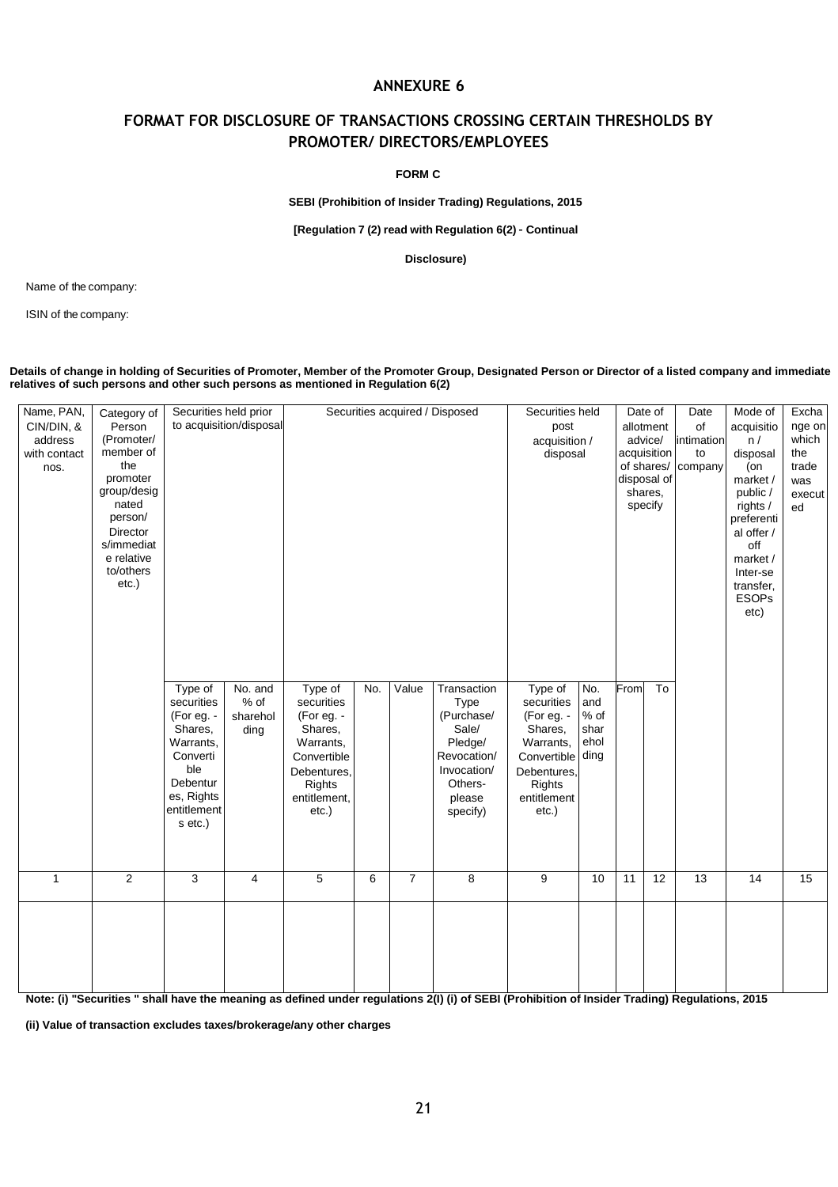# ANNEXURE 6

## FORMAT FOR DISCLOSURE OF TRANSACTIONS CROSSING CERTAIN THRESHOLDS BY PROMOTER/ DIRECTORS/EMPLOYEES

**FORM C**

**SEBI (Prohibition of Insider Trading) Regulations, 2015**

**[Regulation 7 (2) read with Regulation 6(2) - Continual Disclosure)**

Name of the company:

ISIN of the company:

**Details of change in holding of Securities of Promoter, Member of the Promoter Group, Designated Person or Director of a listed company and immediate relatives of such persons and other such persons as mentioned in Regulation 6(2)**

| Name, PAN, CIN/DIN, & address with contact nos. | Category of Person (Promoter/ member of the promoter group/designated person/ Directors/immediate relative to/others etc.) | Securities held prior to acquisition/disposal | | Securities acquired / Disposed | | | | Securities held post acquisition / disposal | | Date of allotment advice/ acquisition of shares/ disposal of shares, specify | | Date of intimation to company | Mode of acquisition / disposal (on market / public / rights / preferential offer / off market / Inter-se transfer, ESOPs etc) | Exchange on which the trade was executed |
|---|---|---|---|---|---|---|---|---|---|---|---|---|---|---|
| | | Type of securities (For eg. - Shares, Warrants, Convertible Debentures, Rights entitlements etc.) | No. and % of shareholding | Type of securities (For eg. - Shares, Warrants, Convertible Debentures, Rights entitlement, etc.) | No. | Value | Transaction Type (Purchase/ Sale/ Pledge/ Revocation/ Invocation/ Others- please specify) | Type of securities (For eg. - Shares, Warrants, Convertible Debentures, Rights entitlement etc.) | No. and % of shareholding | From | To | | | |
| 1 | 2 | 3 | 4 | 5 | 6 | 7 | 8 | 9 | 10 | 11 | 12 | 13 | 14 | 15 |
| | | | | | | | | | | | | | | |

**Note: (i) "Securities " shall have the meaning as defined under regulations 2(I) (i) of SEBI (Prohibition of Insider Trading) Regulations, 2015**

**(ii) Value of transaction excludes taxes/brokerage/any other charges**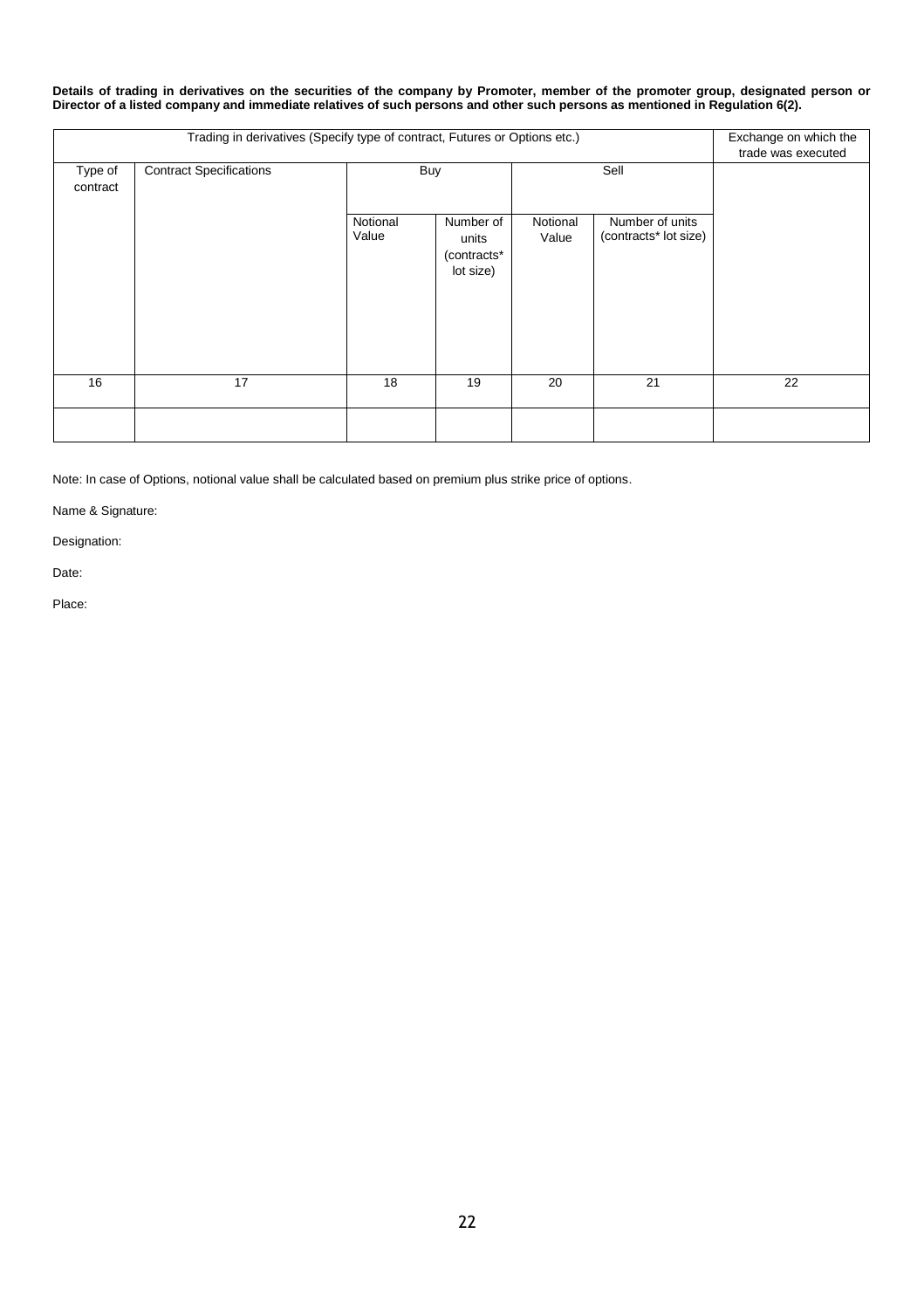**Details of trading in derivatives on the securities of the company by Promoter, member of the promoter group, designated person or Director of a listed company and immediate relatives of such persons and other such persons as mentioned in Regulation 6(2).**

| Trading in derivatives (Specify type of contract, Futures or Options etc.) | | | | | | Exchange on which the trade was executed |
|---|---|---|---|---|---|---|
| Type of contract | Contract Specifications | Buy | | Sell | | |
| | | Notional Value | Number of units (contracts* lot size) | Notional Value | Number of units (contracts* lot size) | |
| 16 | 17 | 18 | 19 | 20 | 21 | 22 |
| | | | | | | |

Note: In case of Options, notional value shall be calculated based on premium plus strike price of options.

Name & Signature:

Designation:

Date:

Place: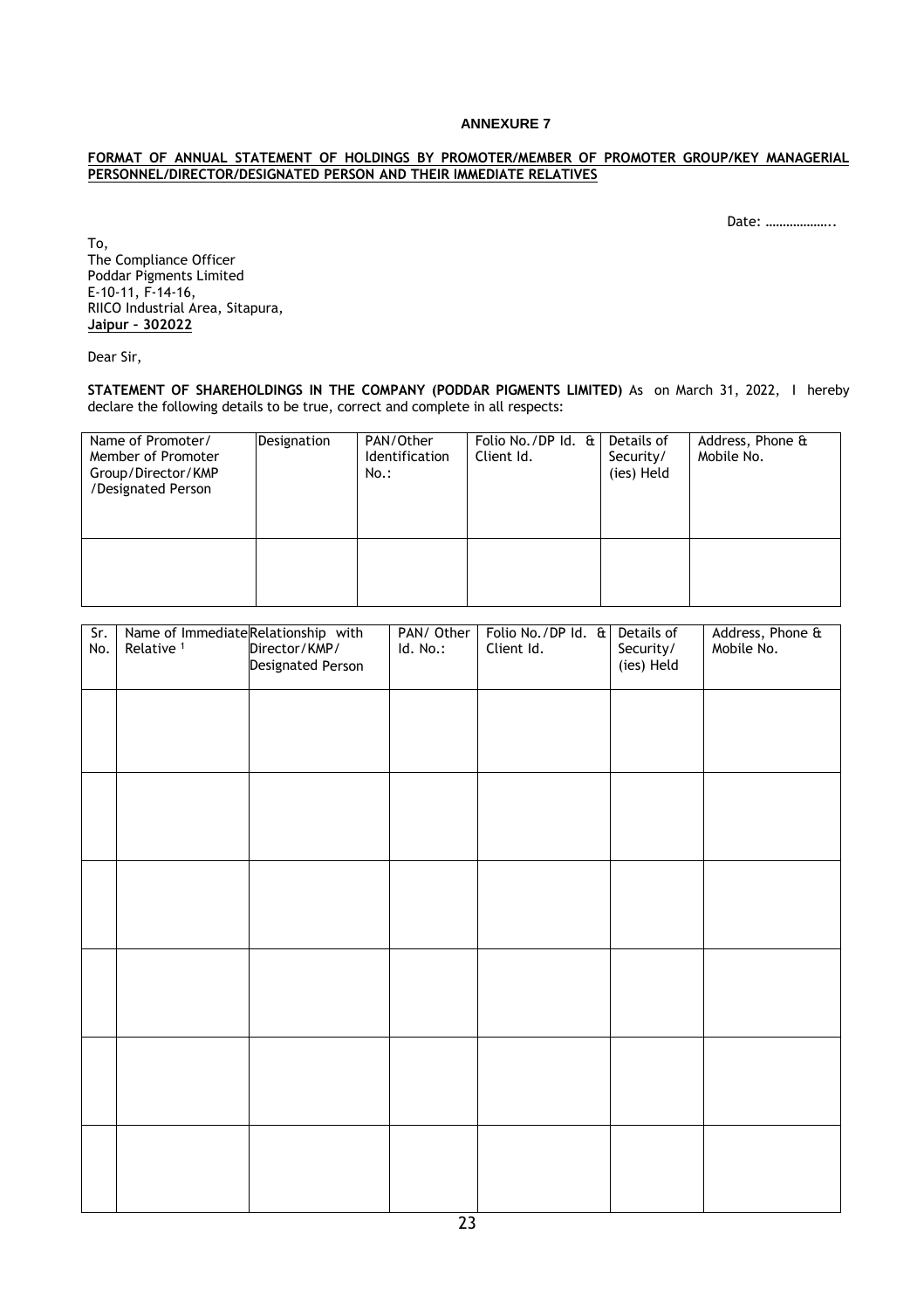# ANNEXURE 7

**FORMAT OF ANNUAL STATEMENT OF HOLDINGS BY PROMOTER/MEMBER OF PROMOTER GROUP/KEY MANAGERIAL PERSONNEL/DIRECTOR/DESIGNATED PERSON AND THEIR IMMEDIATE RELATIVES**

Date: ………………..

To,
The Compliance Officer
Poddar Pigments Limited
E-10-11, F-14-16,
RIICO Industrial Area, Sitapura,
**Jaipur – 302022**

Dear Sir,

**STATEMENT OF SHAREHOLDINGS IN THE COMPANY (PODDAR PIGMENTS LIMITED)** As on March 31, 2022, I hereby declare the following details to be true, correct and complete in all respects:

| Name of Promoter/ Member of Promoter Group/Director/KMP /Designated Person | Designation | PAN/Other Identification No.: | Folio No./DP Id. & Client Id. | Details of Security/ (ies) Held | Address, Phone & Mobile No. |
|---|---|---|---|---|---|
| | | | | | |

| Sr. No. | Name of Immediate Relative [1] | Relationship with Director/KMP/ Designated Person | PAN/ Other Id. No.: | Folio No./DP Id. & Client Id. | Details of Security/ (ies) Held | Address, Phone & Mobile No. |
|---|---|---|---|---|---|---|
| | | | | | | |
| | | | | | | |
| | | | | | | |
| | | | | | | |
| | | | | | | |
| | | | | | | |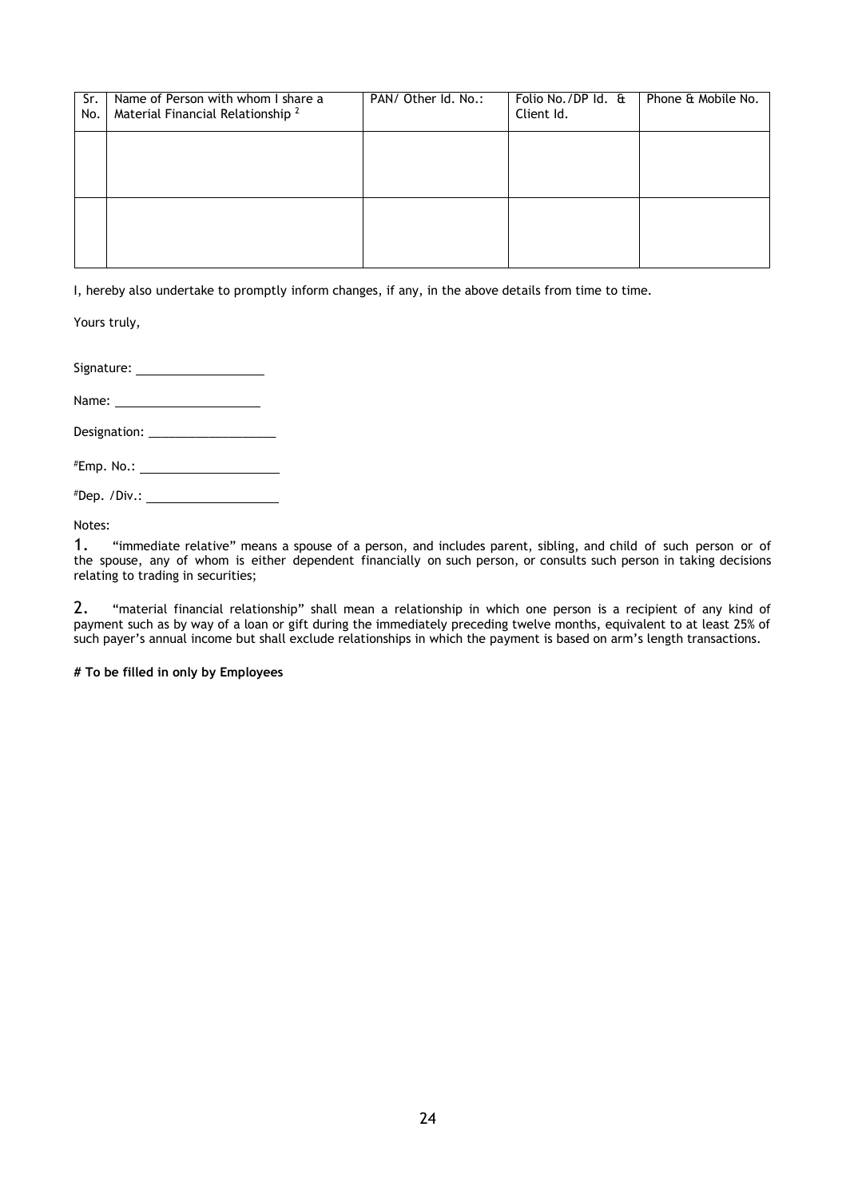| Sr. No. | Name of Person with whom I share a Material Financial Relationship [2] | PAN/ Other Id. No.: | Folio No./DP Id. & Client Id. | Phone & Mobile No. |
|---|---|---|---|---|
| | | | | |
| | | | | |

I, hereby also undertake to promptly inform changes, if any, in the above details from time to time.

Yours truly,

Signature: ___________________

Name: ______________________

Designation: ___________________

#Emp. No.: ____________________

#Dep. /Div.: ___________________

Notes:

1. "immediate relative" means a spouse of a person, and includes parent, sibling, and child of such person or of the spouse, any of whom is either dependent financially on such person, or consults such person in taking decisions relating to trading in securities;

2. "material financial relationship" shall mean a relationship in which one person is a recipient of any kind of payment such as by way of a loan or gift during the immediately preceding twelve months, equivalent to at least 25% of such payer's annual income but shall exclude relationships in which the payment is based on arm's length transactions.

**# To be filled in only by Employees**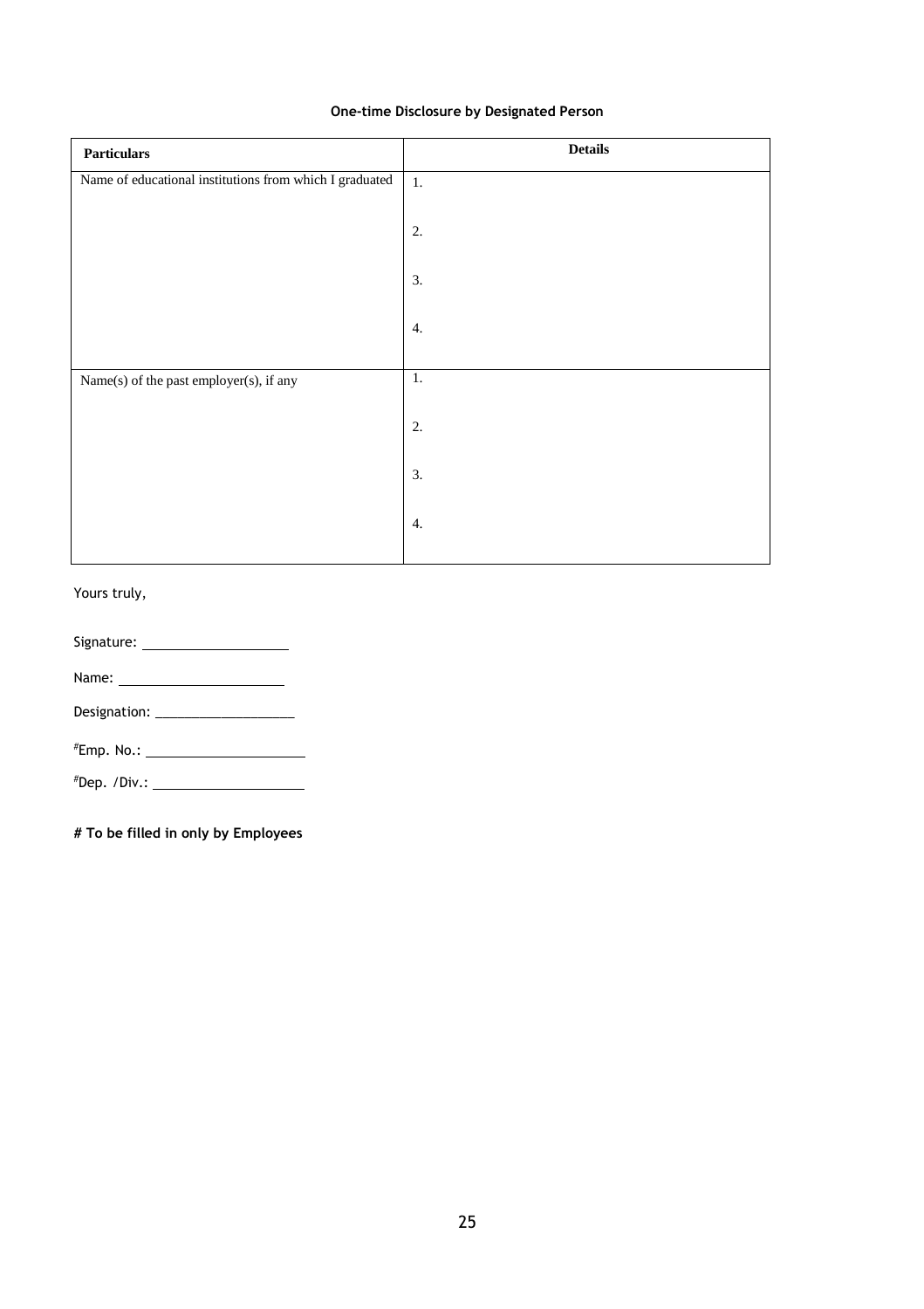**One-time Disclosure by Designated Person**

| Particulars | Details |
|---|---|
| Name of educational institutions from which I graduated | 1.<br><br>2.<br><br>3.<br><br>4. |
| Name(s) of the past employer(s), if any | 1.<br><br>2.<br><br>3.<br><br>4. |

Yours truly,

Signature: ____________________

Name: ______________________

Designation: ___________________

#Emp. No.: _____________________

#Dep. /Div.: ____________________

**# To be filled in only by Employees**